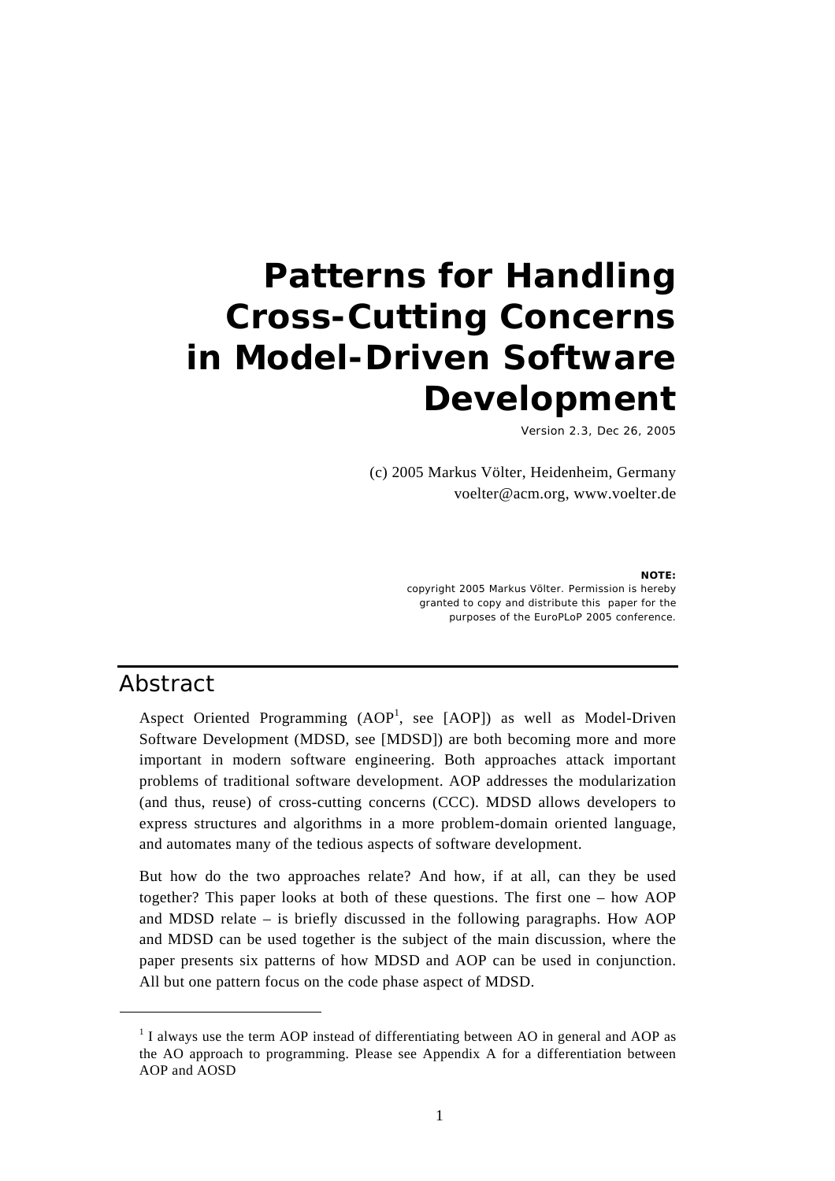# Patterns for Handling Cross-Cutting Concerns in Model-Driven Software Development

Version 2.3, Dec 26, 2005

(c) 2005 Markus Völter, Heidenheim, Germany
voelter@acm.org, www.voelter.de

**NOTE:**
copyright 2005 Markus Völter. Permission is hereby granted to copy and distribute this paper for the purposes of the EuroPLoP 2005 conference.

## Abstract

Aspect Oriented Programming (AOP[1], see [AOP]) as well as Model-Driven Software Development (MDSD, see [MDSD]) are both becoming more and more important in modern software engineering. Both approaches attack important problems of traditional software development. AOP addresses the modularization (and thus, reuse) of cross-cutting concerns (CCC). MDSD allows developers to express structures and algorithms in a more problem-domain oriented language, and automates many of the tedious aspects of software development.

But how do the two approaches relate? And how, if at all, can they be used together? This paper looks at both of these questions. The first one – how AOP and MDSD relate – is briefly discussed in the following paragraphs. How AOP and MDSD can be used together is the subject of the main discussion, where the paper presents six patterns of how MDSD and AOP can be used in conjunction. All but one pattern focus on the code phase aspect of MDSD.

---

[1] I always use the term AOP instead of differentiating between AO in general and AOP as the AO approach to programming. Please see Appendix A for a differentiation between AOP and AOSD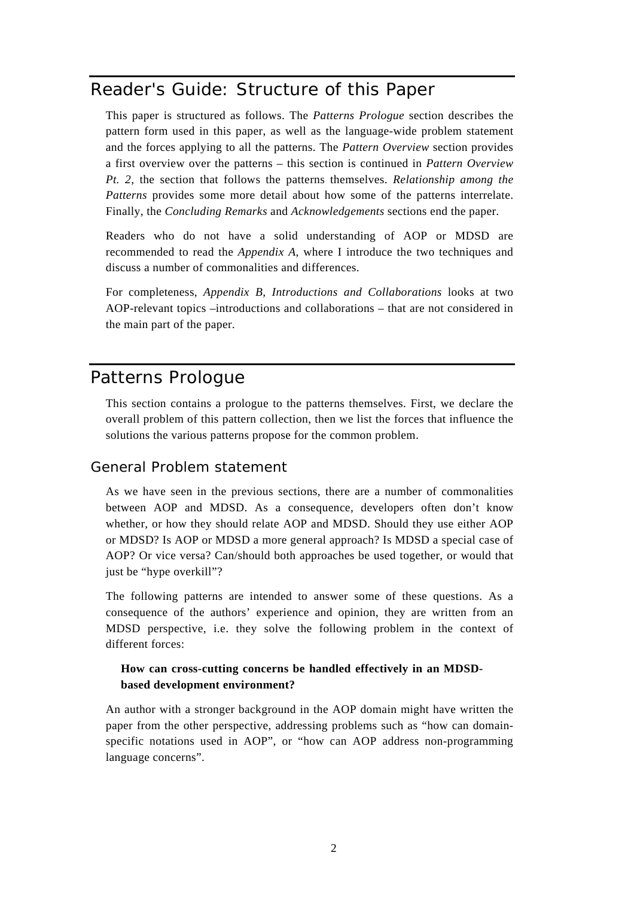# Reader's Guide: Structure of this Paper

This paper is structured as follows. The *Patterns Prologue* section describes the pattern form used in this paper, as well as the language-wide problem statement and the forces applying to all the patterns. The *Pattern Overview* section provides a first overview over the patterns – this section is continued in *Pattern Overview Pt. 2*, the section that follows the patterns themselves. *Relationship among the Patterns* provides some more detail about how some of the patterns interrelate. Finally, the *Concluding Remarks* and *Acknowledgements* sections end the paper.

Readers who do not have a solid understanding of AOP or MDSD are recommended to read the *Appendix A*, where I introduce the two techniques and discuss a number of commonalities and differences.

For completeness, *Appendix B, Introductions and Collaborations* looks at two AOP-relevant topics –introductions and collaborations – that are not considered in the main part of the paper.

# Patterns Prologue

This section contains a prologue to the patterns themselves. First, we declare the overall problem of this pattern collection, then we list the forces that influence the solutions the various patterns propose for the common problem.

## General Problem statement

As we have seen in the previous sections, there are a number of commonalities between AOP and MDSD. As a consequence, developers often don't know whether, or how they should relate AOP and MDSD. Should they use either AOP or MDSD? Is AOP or MDSD a more general approach? Is MDSD a special case of AOP? Or vice versa? Can/should both approaches be used together, or would that just be "hype overkill"?

The following patterns are intended to answer some of these questions. As a consequence of the authors' experience and opinion, they are written from an MDSD perspective, i.e. they solve the following problem in the context of different forces:

> **How can cross-cutting concerns be handled effectively in an MDSD-based development environment?**

An author with a stronger background in the AOP domain might have written the paper from the other perspective, addressing problems such as "how can domain-specific notations used in AOP", or "how can AOP address non-programming language concerns".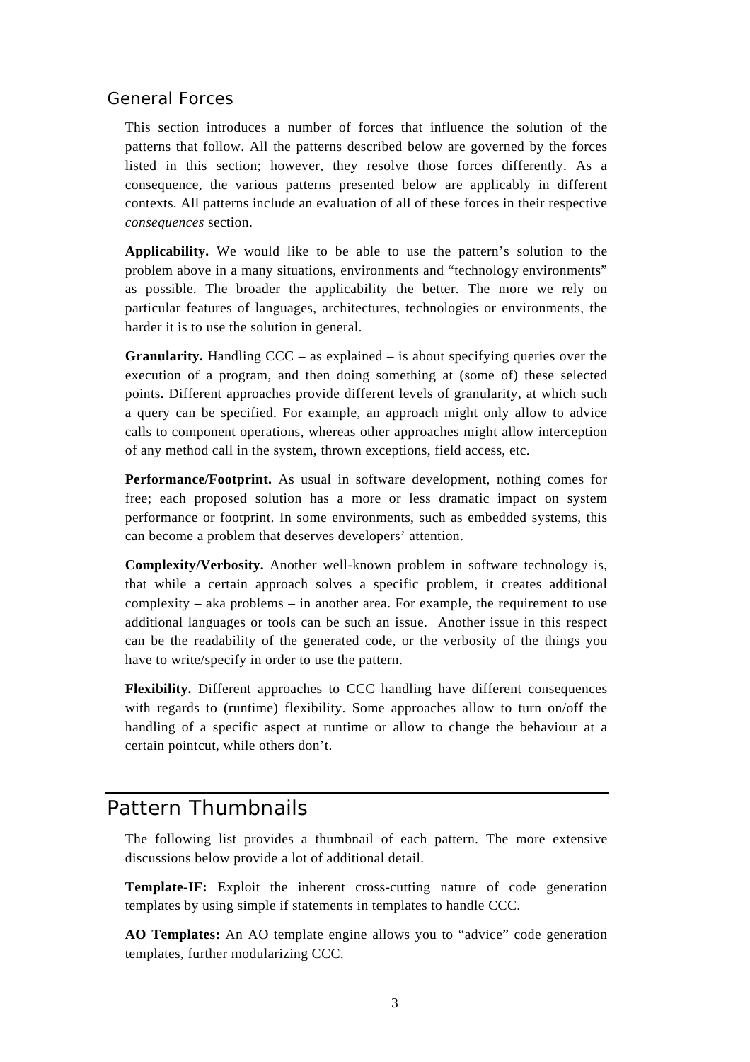## General Forces

This section introduces a number of forces that influence the solution of the patterns that follow. All the patterns described below are governed by the forces listed in this section; however, they resolve those forces differently. As a consequence, the various patterns presented below are applicably in different contexts. All patterns include an evaluation of all of these forces in their respective *consequences* section.

**Applicability.** We would like to be able to use the pattern's solution to the problem above in a many situations, environments and "technology environments" as possible. The broader the applicability the better. The more we rely on particular features of languages, architectures, technologies or environments, the harder it is to use the solution in general.

**Granularity.** Handling CCC – as explained – is about specifying queries over the execution of a program, and then doing something at (some of) these selected points. Different approaches provide different levels of granularity, at which such a query can be specified. For example, an approach might only allow to advice calls to component operations, whereas other approaches might allow interception of any method call in the system, thrown exceptions, field access, etc.

**Performance/Footprint.** As usual in software development, nothing comes for free; each proposed solution has a more or less dramatic impact on system performance or footprint. In some environments, such as embedded systems, this can become a problem that deserves developers' attention.

**Complexity/Verbosity.** Another well-known problem in software technology is, that while a certain approach solves a specific problem, it creates additional complexity – aka problems – in another area. For example, the requirement to use additional languages or tools can be such an issue. Another issue in this respect can be the readability of the generated code, or the verbosity of the things you have to write/specify in order to use the pattern.

**Flexibility.** Different approaches to CCC handling have different consequences with regards to (runtime) flexibility. Some approaches allow to turn on/off the handling of a specific aspect at runtime or allow to change the behaviour at a certain pointcut, while others don't.

# Pattern Thumbnails

The following list provides a thumbnail of each pattern. The more extensive discussions below provide a lot of additional detail.

**Template-IF:** Exploit the inherent cross-cutting nature of code generation templates by using simple if statements in templates to handle CCC.

**AO Templates:** An AO template engine allows you to "advice" code generation templates, further modularizing CCC.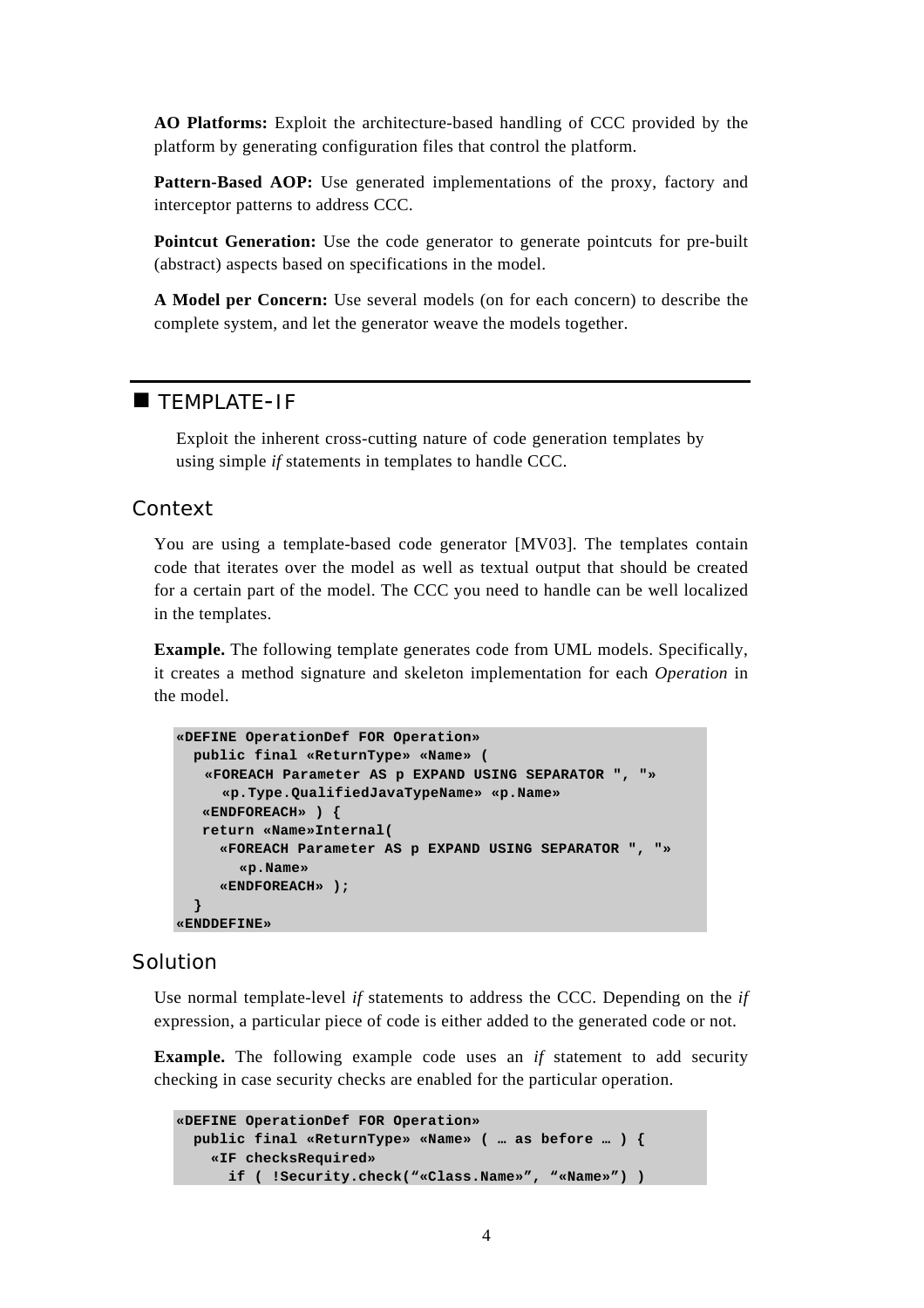**AO Platforms:** Exploit the architecture-based handling of CCC provided by the platform by generating configuration files that control the platform.

**Pattern-Based AOP:** Use generated implementations of the proxy, factory and interceptor patterns to address CCC.

**Pointcut Generation:** Use the code generator to generate pointcuts for pre-built (abstract) aspects based on specifications in the model.

**A Model per Concern:** Use several models (on for each concern) to describe the complete system, and let the generator weave the models together.

## ■ TEMPLATE-IF

Exploit the inherent cross-cutting nature of code generation templates by using simple *if* statements in templates to handle CCC.

### Context

You are using a template-based code generator [MV03]. The templates contain code that iterates over the model as well as textual output that should be created for a certain part of the model. The CCC you need to handle can be well localized in the templates.

**Example.** The following template generates code from UML models. Specifically, it creates a method signature and skeleton implementation for each *Operation* in the model.

```
«DEFINE OperationDef FOR Operation»
  public final «ReturnType» «Name» (
   «FOREACH Parameter AS p EXPAND USING SEPARATOR ", "»
     «p.Type.QualifiedJavaTypeName» «p.Name»
   «ENDFOREACH» ) {
   return «Name»Internal(
     «FOREACH Parameter AS p EXPAND USING SEPARATOR ", "»
       «p.Name»
     «ENDFOREACH» );
  }
«ENDDEFINE»
```

### Solution

Use normal template-level *if* statements to address the CCC. Depending on the *if* expression, a particular piece of code is either added to the generated code or not.

**Example.** The following example code uses an *if* statement to add security checking in case security checks are enabled for the particular operation.

```
«DEFINE OperationDef FOR Operation»
  public final «ReturnType» «Name» ( … as before … ) {
    «IF checksRequired»
      if ( !Security.check(“«Class.Name»”, “«Name»”) )
```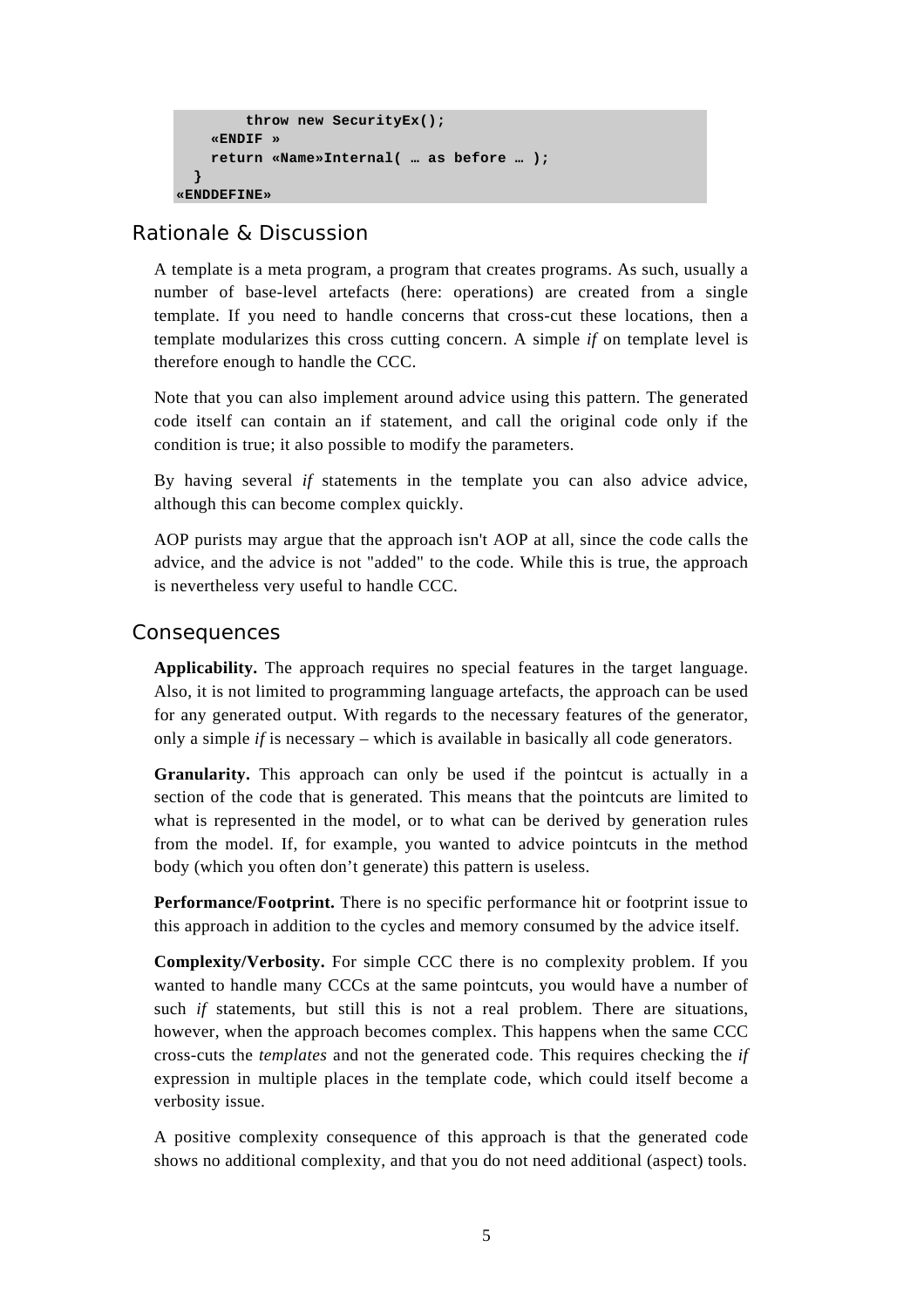```
        throw new SecurityEx();
    «ENDIF »
    return «Name»Internal( … as before … );
  }
«ENDDEFINE»
```

## Rationale & Discussion

A template is a meta program, a program that creates programs. As such, usually a number of base-level artefacts (here: operations) are created from a single template. If you need to handle concerns that cross-cut these locations, then a template modularizes this cross cutting concern. A simple *if* on template level is therefore enough to handle the CCC.

Note that you can also implement around advice using this pattern. The generated code itself can contain an if statement, and call the original code only if the condition is true; it also possible to modify the parameters.

By having several *if* statements in the template you can also advice advice, although this can become complex quickly.

AOP purists may argue that the approach isn't AOP at all, since the code calls the advice, and the advice is not "added" to the code. While this is true, the approach is nevertheless very useful to handle CCC.

## Consequences

**Applicability.** The approach requires no special features in the target language. Also, it is not limited to programming language artefacts, the approach can be used for any generated output. With regards to the necessary features of the generator, only a simple *if* is necessary – which is available in basically all code generators.

**Granularity.** This approach can only be used if the pointcut is actually in a section of the code that is generated. This means that the pointcuts are limited to what is represented in the model, or to what can be derived by generation rules from the model. If, for example, you wanted to advice pointcuts in the method body (which you often don't generate) this pattern is useless.

**Performance/Footprint.** There is no specific performance hit or footprint issue to this approach in addition to the cycles and memory consumed by the advice itself.

**Complexity/Verbosity.** For simple CCC there is no complexity problem. If you wanted to handle many CCCs at the same pointcuts, you would have a number of such *if* statements, but still this is not a real problem. There are situations, however, when the approach becomes complex. This happens when the same CCC cross-cuts the *templates* and not the generated code. This requires checking the *if* expression in multiple places in the template code, which could itself become a verbosity issue.

A positive complexity consequence of this approach is that the generated code shows no additional complexity, and that you do not need additional (aspect) tools.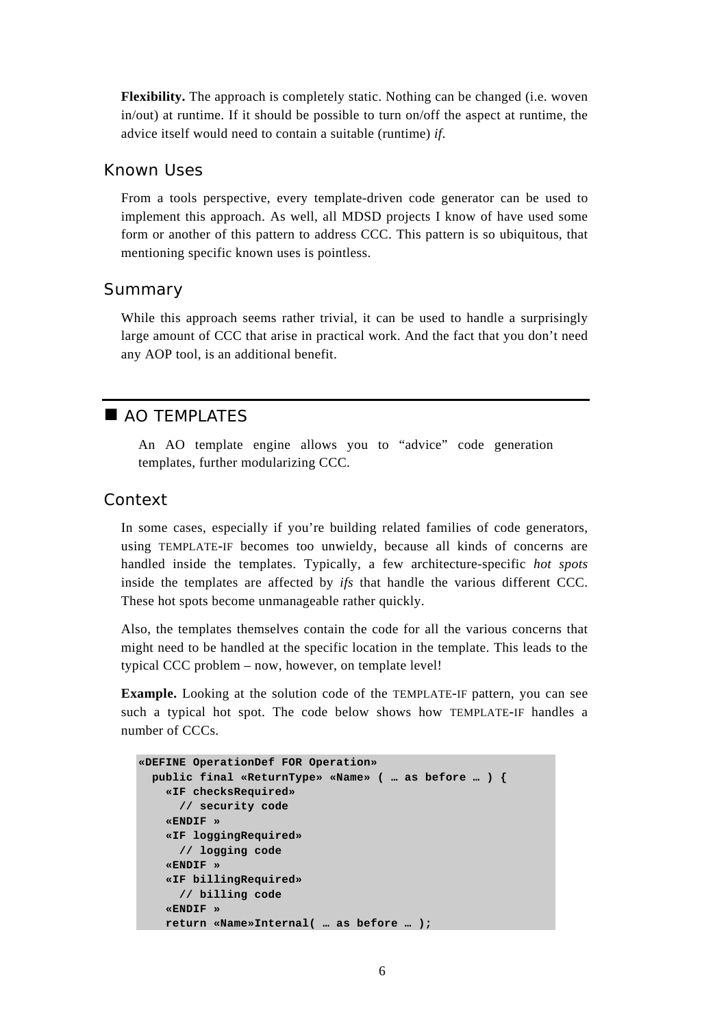**Flexibility.** The approach is completely static. Nothing can be changed (i.e. woven in/out) at runtime. If it should be possible to turn on/off the aspect at runtime, the advice itself would need to contain a suitable (runtime) *if*.

### Known Uses

From a tools perspective, every template-driven code generator can be used to implement this approach. As well, all MDSD projects I know of have used some form or another of this pattern to address CCC. This pattern is so ubiquitous, that mentioning specific known uses is pointless.

### Summary

While this approach seems rather trivial, it can be used to handle a surprisingly large amount of CCC that arise in practical work. And the fact that you don't need any AOP tool, is an additional benefit.

## ■ AO TEMPLATES

An AO template engine allows you to "advice" code generation templates, further modularizing CCC.

### Context

In some cases, especially if you're building related families of code generators, using TEMPLATE-IF becomes too unwieldy, because all kinds of concerns are handled inside the templates. Typically, a few architecture-specific *hot spots* inside the templates are affected by *ifs* that handle the various different CCC. These hot spots become unmanageable rather quickly.

Also, the templates themselves contain the code for all the various concerns that might need to be handled at the specific location in the template. This leads to the typical CCC problem – now, however, on template level!

**Example.** Looking at the solution code of the TEMPLATE-IF pattern, you can see such a typical hot spot. The code below shows how TEMPLATE-IF handles a number of CCCs.

```
«DEFINE OperationDef FOR Operation»
  public final «ReturnType» «Name» ( … as before … ) {
    «IF checksRequired»
      // security code
    «ENDIF »
    «IF loggingRequired»
      // logging code
    «ENDIF »
    «IF billingRequired»
      // billing code
    «ENDIF »
    return «Name»Internal( … as before … );
```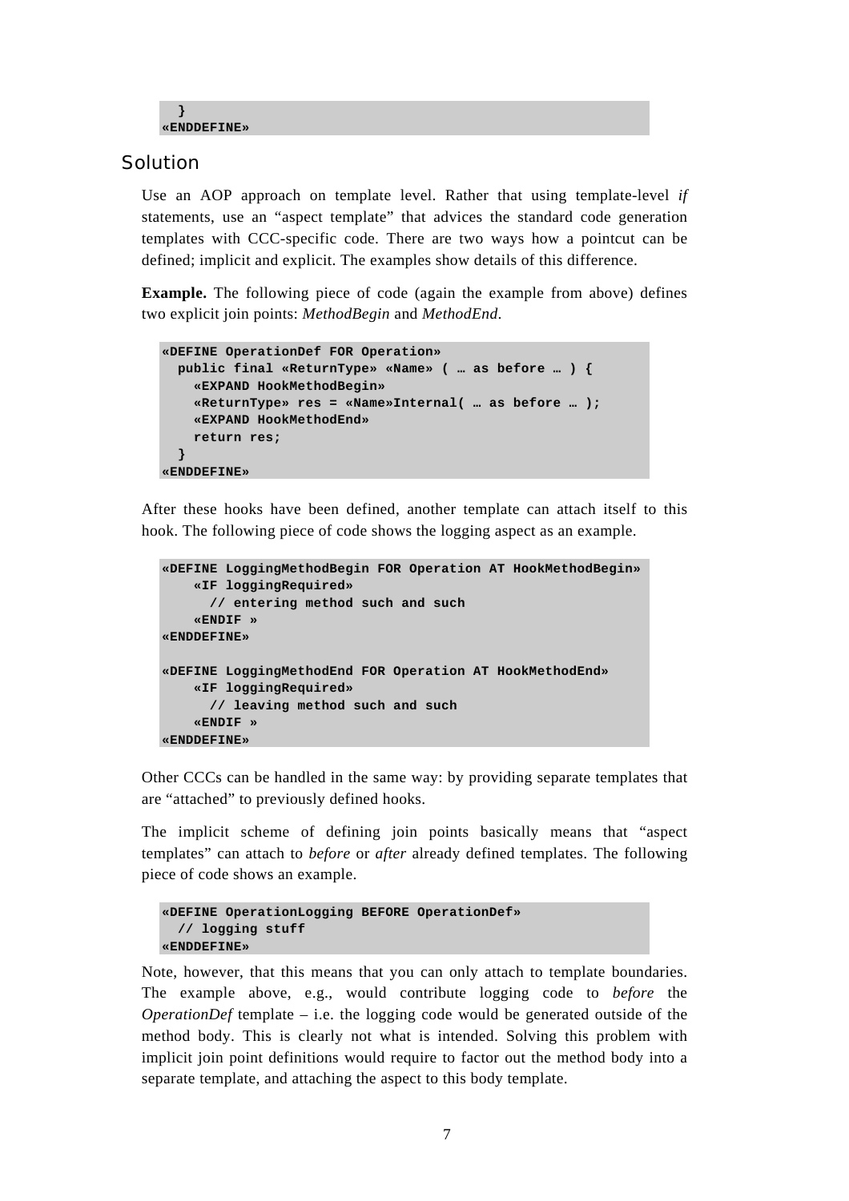```
  }
«ENDDEFINE»
```

## Solution

Use an AOP approach on template level. Rather that using template-level *if* statements, use an “aspect template” that advices the standard code generation templates with CCC-specific code. There are two ways how a pointcut can be defined; implicit and explicit. The examples show details of this difference.

**Example.** The following piece of code (again the example from above) defines two explicit join points: *MethodBegin* and *MethodEnd*.

```
«DEFINE OperationDef FOR Operation»
  public final «ReturnType» «Name» ( … as before … ) {
    «EXPAND HookMethodBegin»
    «ReturnType» res = «Name»Internal( … as before … );
    «EXPAND HookMethodEnd»
    return res;
  }
«ENDDEFINE»
```

After these hooks have been defined, another template can attach itself to this hook. The following piece of code shows the logging aspect as an example.

```
«DEFINE LoggingMethodBegin FOR Operation AT HookMethodBegin»
    «IF loggingRequired»
      // entering method such and such
    «ENDIF »
«ENDDEFINE»

«DEFINE LoggingMethodEnd FOR Operation AT HookMethodEnd»
    «IF loggingRequired»
      // leaving method such and such
    «ENDIF »
«ENDDEFINE»
```

Other CCCs can be handled in the same way: by providing separate templates that are “attached” to previously defined hooks.

The implicit scheme of defining join points basically means that “aspect templates” can attach to *before* or *after* already defined templates. The following piece of code shows an example.

```
«DEFINE OperationLogging BEFORE OperationDef»
  // logging stuff
«ENDDEFINE»
```

Note, however, that this means that you can only attach to template boundaries. The example above, e.g., would contribute logging code to *before* the *OperationDef* template – i.e. the logging code would be generated outside of the method body. This is clearly not what is intended. Solving this problem with implicit join point definitions would require to factor out the method body into a separate template, and attaching the aspect to this body template.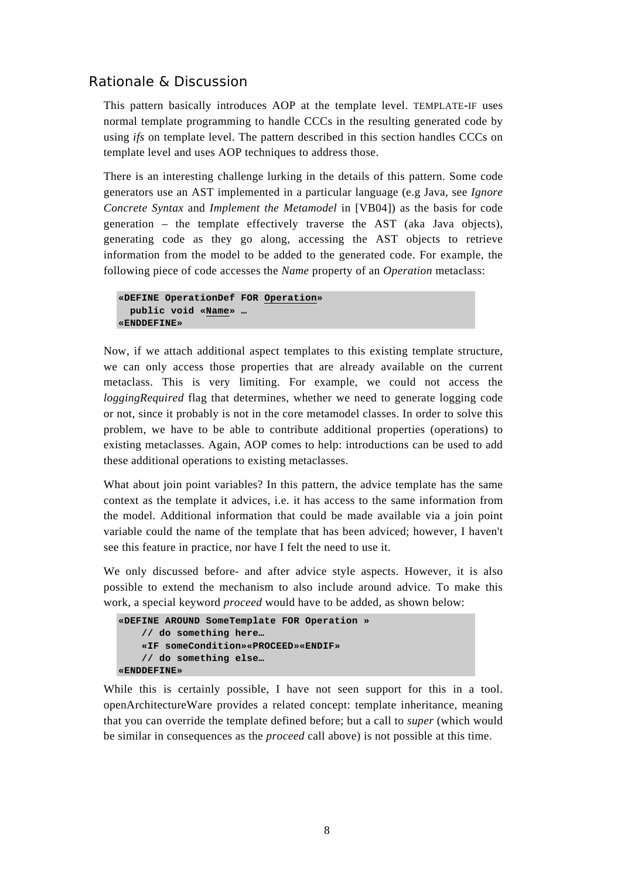## Rationale & Discussion

This pattern basically introduces AOP at the template level. TEMPLATE-IF uses normal template programming to handle CCCs in the resulting generated code by using *ifs* on template level. The pattern described in this section handles CCCs on template level and uses AOP techniques to address those.

There is an interesting challenge lurking in the details of this pattern. Some code generators use an AST implemented in a particular language (e.g Java, see *Ignore Concrete Syntax* and *Implement the Metamodel* in [VB04]) as the basis for code generation – the template effectively traverse the AST (aka Java objects), generating code as they go along, accessing the AST objects to retrieve information from the model to be added to the generated code. For example, the following piece of code accesses the *Name* property of an *Operation* metaclass:

```
«DEFINE OperationDef FOR Operation»
  public void «Name» …
«ENDDEFINE»
```

Now, if we attach additional aspect templates to this existing template structure, we can only access those properties that are already available on the current metaclass. This is very limiting. For example, we could not access the *loggingRequired* flag that determines, whether we need to generate logging code or not, since it probably is not in the core metamodel classes. In order to solve this problem, we have to be able to contribute additional properties (operations) to existing metaclasses. Again, AOP comes to help: introductions can be used to add these additional operations to existing metaclasses.

What about join point variables? In this pattern, the advice template has the same context as the template it advices, i.e. it has access to the same information from the model. Additional information that could be made available via a join point variable could the name of the template that has been adviced; however, I haven't see this feature in practice, nor have I felt the need to use it.

We only discussed before- and after advice style aspects. However, it is also possible to extend the mechanism to also include around advice. To make this work, a special keyword *proceed* would have to be added, as shown below:

```
«DEFINE AROUND SomeTemplate FOR Operation »
    // do something here…
    «IF someCondition»«PROCEED»«ENDIF»
    // do something else…
«ENDDEFINE»
```

While this is certainly possible, I have not seen support for this in a tool. openArchitectureWare provides a related concept: template inheritance, meaning that you can override the template defined before; but a call to *super* (which would be similar in consequences as the *proceed* call above) is not possible at this time.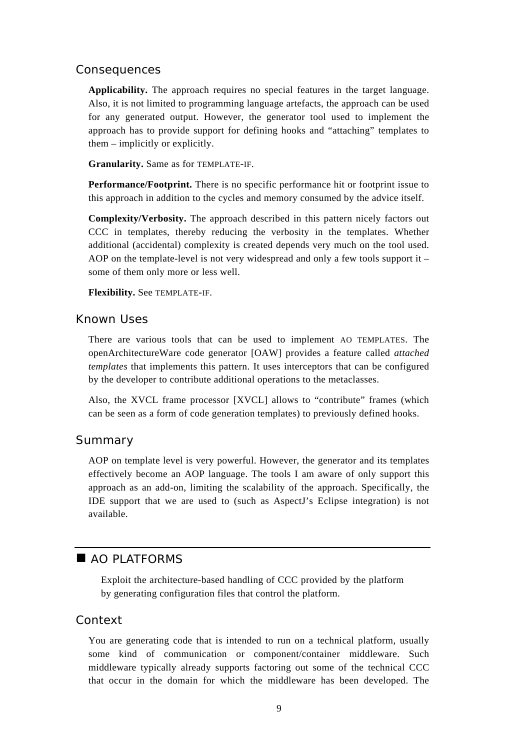## Consequences

**Applicability.** The approach requires no special features in the target language. Also, it is not limited to programming language artefacts, the approach can be used for any generated output. However, the generator tool used to implement the approach has to provide support for defining hooks and "attaching" templates to them – implicitly or explicitly.

**Granularity.** Same as for TEMPLATE-IF.

**Performance/Footprint.** There is no specific performance hit or footprint issue to this approach in addition to the cycles and memory consumed by the advice itself.

**Complexity/Verbosity.** The approach described in this pattern nicely factors out CCC in templates, thereby reducing the verbosity in the templates. Whether additional (accidental) complexity is created depends very much on the tool used. AOP on the template-level is not very widespread and only a few tools support it – some of them only more or less well.

**Flexibility.** See TEMPLATE-IF.

## Known Uses

There are various tools that can be used to implement AO TEMPLATES. The openArchitectureWare code generator [OAW] provides a feature called *attached templates* that implements this pattern. It uses interceptors that can be configured by the developer to contribute additional operations to the metaclasses.

Also, the XVCL frame processor [XVCL] allows to "contribute" frames (which can be seen as a form of code generation templates) to previously defined hooks.

## Summary

AOP on template level is very powerful. However, the generator and its templates effectively become an AOP language. The tools I am aware of only support this approach as an add-on, limiting the scalability of the approach. Specifically, the IDE support that we are used to (such as AspectJ's Eclipse integration) is not available.

---

# ■ AO PLATFORMS

Exploit the architecture-based handling of CCC provided by the platform by generating configuration files that control the platform.

## Context

You are generating code that is intended to run on a technical platform, usually some kind of communication or component/container middleware. Such middleware typically already supports factoring out some of the technical CCC that occur in the domain for which the middleware has been developed. The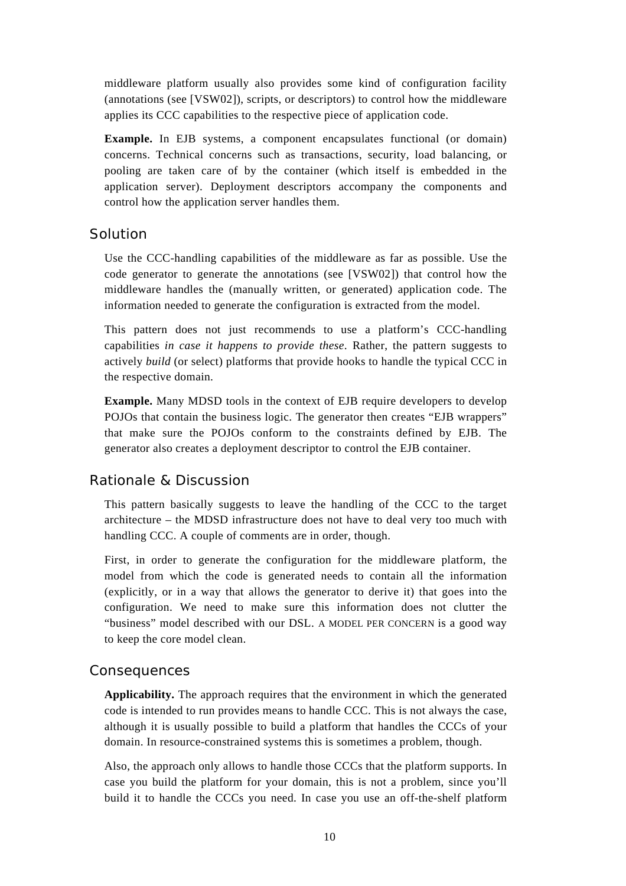middleware platform usually also provides some kind of configuration facility (annotations (see [VSW02]), scripts, or descriptors) to control how the middleware applies its CCC capabilities to the respective piece of application code.

**Example.** In EJB systems, a component encapsulates functional (or domain) concerns. Technical concerns such as transactions, security, load balancing, or pooling are taken care of by the container (which itself is embedded in the application server). Deployment descriptors accompany the components and control how the application server handles them.

## Solution

Use the CCC-handling capabilities of the middleware as far as possible. Use the code generator to generate the annotations (see [VSW02]) that control how the middleware handles the (manually written, or generated) application code. The information needed to generate the configuration is extracted from the model.

This pattern does not just recommends to use a platform's CCC-handling capabilities *in case it happens to provide these*. Rather, the pattern suggests to actively *build* (or select) platforms that provide hooks to handle the typical CCC in the respective domain.

**Example.** Many MDSD tools in the context of EJB require developers to develop POJOs that contain the business logic. The generator then creates "EJB wrappers" that make sure the POJOs conform to the constraints defined by EJB. The generator also creates a deployment descriptor to control the EJB container.

## Rationale & Discussion

This pattern basically suggests to leave the handling of the CCC to the target architecture – the MDSD infrastructure does not have to deal very too much with handling CCC. A couple of comments are in order, though.

First, in order to generate the configuration for the middleware platform, the model from which the code is generated needs to contain all the information (explicitly, or in a way that allows the generator to derive it) that goes into the configuration. We need to make sure this information does not clutter the "business" model described with our DSL. A MODEL PER CONCERN is a good way to keep the core model clean.

## Consequences

**Applicability.** The approach requires that the environment in which the generated code is intended to run provides means to handle CCC. This is not always the case, although it is usually possible to build a platform that handles the CCCs of your domain. In resource-constrained systems this is sometimes a problem, though.

Also, the approach only allows to handle those CCCs that the platform supports. In case you build the platform for your domain, this is not a problem, since you'll build it to handle the CCCs you need. In case you use an off-the-shelf platform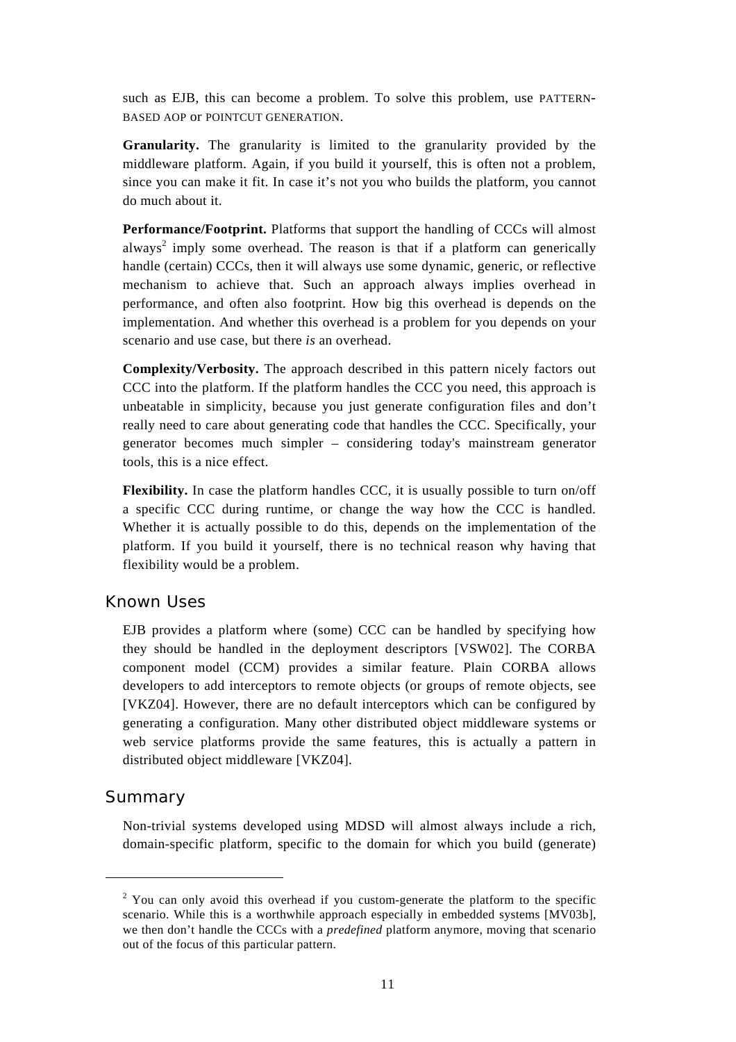such as EJB, this can become a problem. To solve this problem, use PATTERN-BASED AOP or POINTCUT GENERATION.

**Granularity.** The granularity is limited to the granularity provided by the middleware platform. Again, if you build it yourself, this is often not a problem, since you can make it fit. In case it's not you who builds the platform, you cannot do much about it.

**Performance/Footprint.** Platforms that support the handling of CCCs will almost always[2] imply some overhead. The reason is that if a platform can generically handle (certain) CCCs, then it will always use some dynamic, generic, or reflective mechanism to achieve that. Such an approach always implies overhead in performance, and often also footprint. How big this overhead is depends on the implementation. And whether this overhead is a problem for you depends on your scenario and use case, but there *is* an overhead.

**Complexity/Verbosity.** The approach described in this pattern nicely factors out CCC into the platform. If the platform handles the CCC you need, this approach is unbeatable in simplicity, because you just generate configuration files and don't really need to care about generating code that handles the CCC. Specifically, your generator becomes much simpler – considering today's mainstream generator tools, this is a nice effect.

**Flexibility.** In case the platform handles CCC, it is usually possible to turn on/off a specific CCC during runtime, or change the way how the CCC is handled. Whether it is actually possible to do this, depends on the implementation of the platform. If you build it yourself, there is no technical reason why having that flexibility would be a problem.

## Known Uses

EJB provides a platform where (some) CCC can be handled by specifying how they should be handled in the deployment descriptors [VSW02]. The CORBA component model (CCM) provides a similar feature. Plain CORBA allows developers to add interceptors to remote objects (or groups of remote objects, see [VKZ04]. However, there are no default interceptors which can be configured by generating a configuration. Many other distributed object middleware systems or web service platforms provide the same features, this is actually a pattern in distributed object middleware [VKZ04].

## Summary

Non-trivial systems developed using MDSD will almost always include a rich, domain-specific platform, specific to the domain for which you build (generate)

---

[2] You can only avoid this overhead if you custom-generate the platform to the specific scenario. While this is a worthwhile approach especially in embedded systems [MV03b], we then don't handle the CCCs with a *predefined* platform anymore, moving that scenario out of the focus of this particular pattern.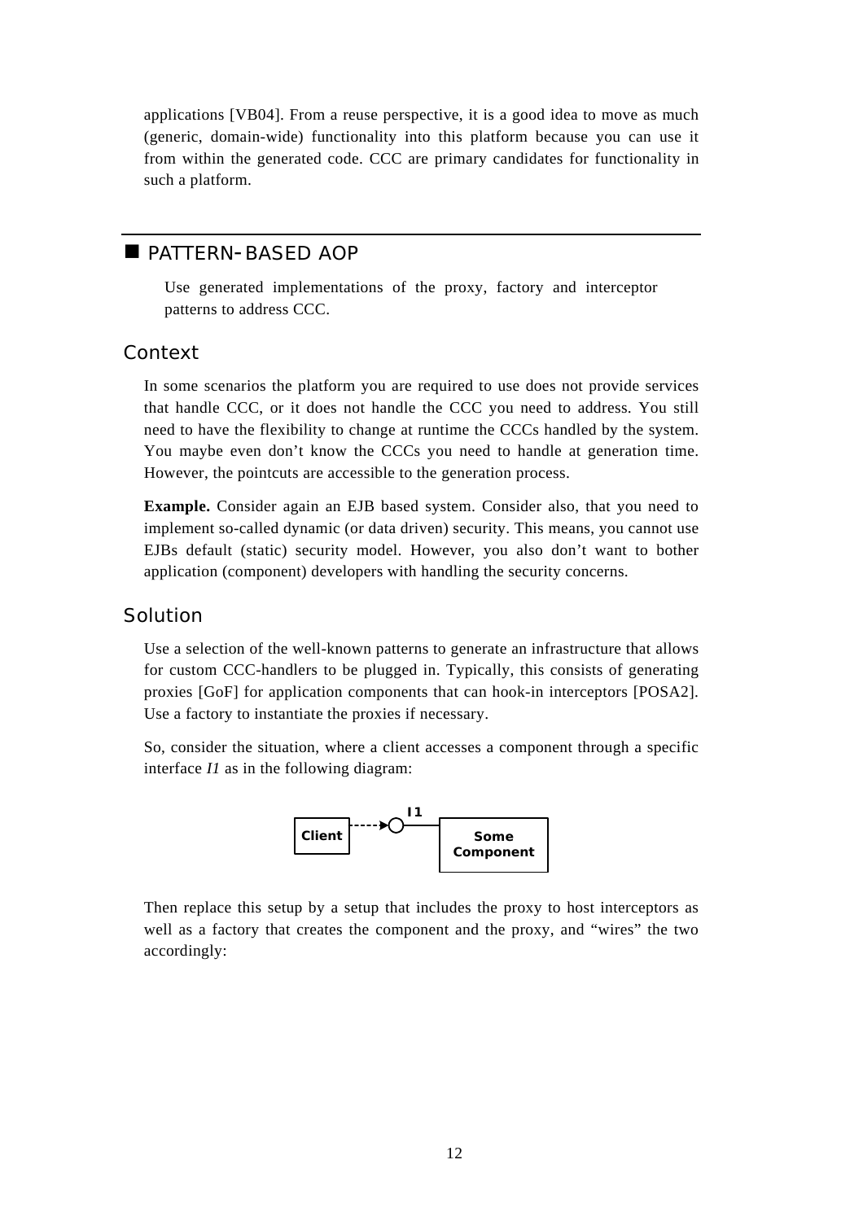applications [VB04]. From a reuse perspective, it is a good idea to move as much (generic, domain-wide) functionality into this platform because you can use it from within the generated code. CCC are primary candidates for functionality in such a platform.

## PATTERN-BASED AOP

Use generated implementations of the proxy, factory and interceptor patterns to address CCC.

### Context

In some scenarios the platform you are required to use does not provide services that handle CCC, or it does not handle the CCC you need to address. You still need to have the flexibility to change at runtime the CCCs handled by the system. You maybe even don't know the CCCs you need to handle at generation time. However, the pointcuts are accessible to the generation process.

**Example.** Consider again an EJB based system. Consider also, that you need to implement so-called dynamic (or data driven) security. This means, you cannot use EJBs default (static) security model. However, you also don't want to bother application (component) developers with handling the security concerns.

### Solution

Use a selection of the well-known patterns to generate an infrastructure that allows for custom CCC-handlers to be plugged in. Typically, this consists of generating proxies [GoF] for application components that can hook-in interceptors [POSA2]. Use a factory to instantiate the proxies if necessary.

So, consider the situation, where a client accesses a component through a specific interface *I1* as in the following diagram:

Client

I1

Some Component

Then replace this setup by a setup that includes the proxy to host interceptors as well as a factory that creates the component and the proxy, and "wires" the two accordingly: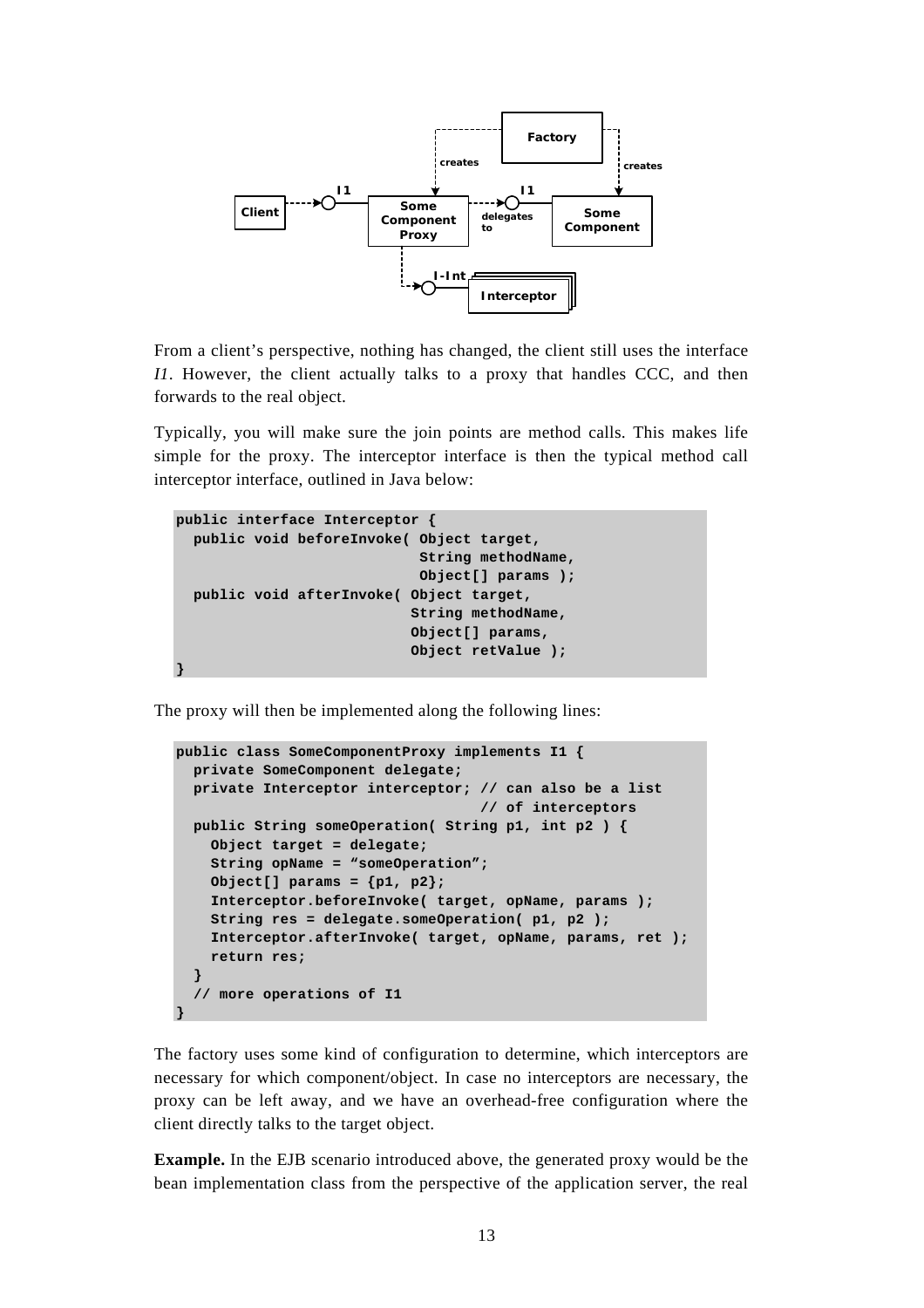Factory

creates

creates

Client

I1

Some Component Proxy

I1

delegates to

Some Component

I-Int

Interceptor

From a client's perspective, nothing has changed, the client still uses the interface *I1*. However, the client actually talks to a proxy that handles CCC, and then forwards to the real object.

Typically, you will make sure the join points are method calls. This makes life simple for the proxy. The interceptor interface is then the typical method call interceptor interface, outlined in Java below:

```
public interface Interceptor {
  public void beforeInvoke( Object target,
                            String methodName,
                            Object[] params );
  public void afterInvoke( Object target,
                           String methodName,
                           Object[] params,
                           Object retValue );
}
```

The proxy will then be implemented along the following lines:

```
public class SomeComponentProxy implements I1 {
  private SomeComponent delegate;
  private Interceptor interceptor; // can also be a list
                                   // of interceptors
  public String someOperation( String p1, int p2 ) {
    Object target = delegate;
    String opName = "someOperation";
    Object[] params = {p1, p2};
    Interceptor.beforeInvoke( target, opName, params );
    String res = delegate.someOperation( p1, p2 );
    Interceptor.afterInvoke( target, opName, params, ret );
    return res;
  }
  // more operations of I1
}
```

The factory uses some kind of configuration to determine, which interceptors are necessary for which component/object. In case no interceptors are necessary, the proxy can be left away, and we have an overhead-free configuration where the client directly talks to the target object.

**Example.** In the EJB scenario introduced above, the generated proxy would be the bean implementation class from the perspective of the application server, the real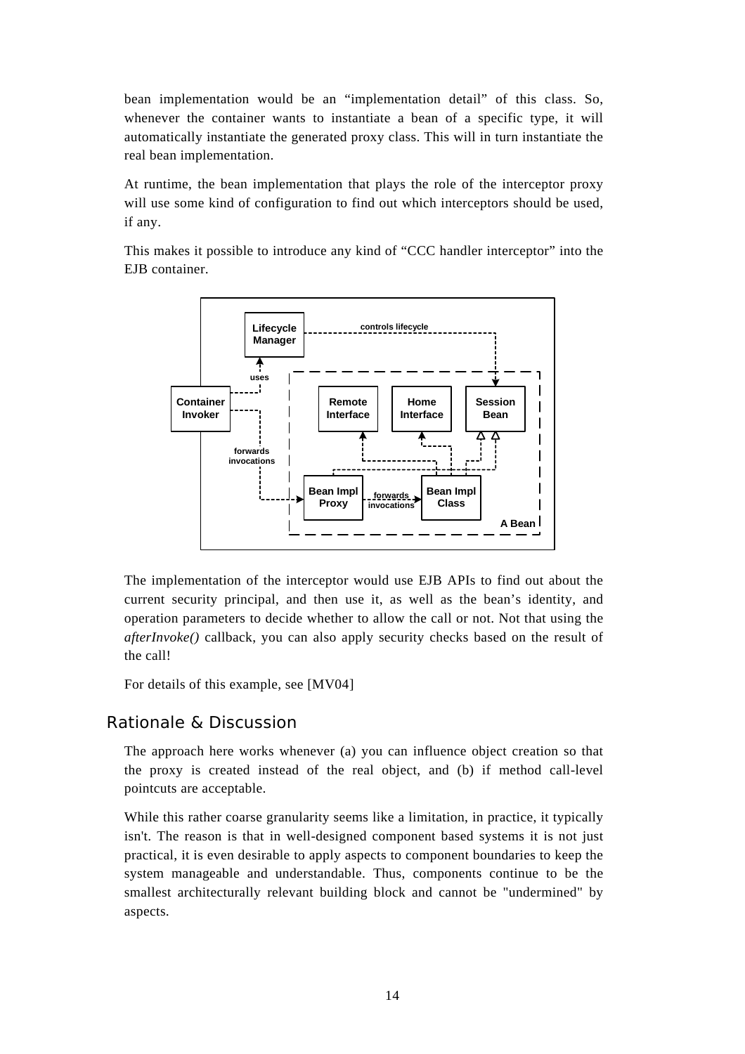bean implementation would be an "implementation detail" of this class. So, whenever the container wants to instantiate a bean of a specific type, it will automatically instantiate the generated proxy class. This will in turn instantiate the real bean implementation.

At runtime, the bean implementation that plays the role of the interceptor proxy will use some kind of configuration to find out which interceptors should be used, if any.

This makes it possible to introduce any kind of "CCC handler interceptor" into the EJB container.

Lifecycle Manager
controls lifecycle
uses
Container Invoker
Remote Interface
Home Interface
Session Bean
forwards invocations
Bean Impl Proxy
forwards invocations
Bean Impl Class
A Bean

The implementation of the interceptor would use EJB APIs to find out about the current security principal, and then use it, as well as the bean's identity, and operation parameters to decide whether to allow the call or not. Not that using the *afterInvoke()* callback, you can also apply security checks based on the result of the call!

For details of this example, see [MV04]

## Rationale & Discussion

The approach here works whenever (a) you can influence object creation so that the proxy is created instead of the real object, and (b) if method call-level pointcuts are acceptable.

While this rather coarse granularity seems like a limitation, in practice, it typically isn't. The reason is that in well-designed component based systems it is not just practical, it is even desirable to apply aspects to component boundaries to keep the system manageable and understandable. Thus, components continue to be the smallest architecturally relevant building block and cannot be "undermined" by aspects.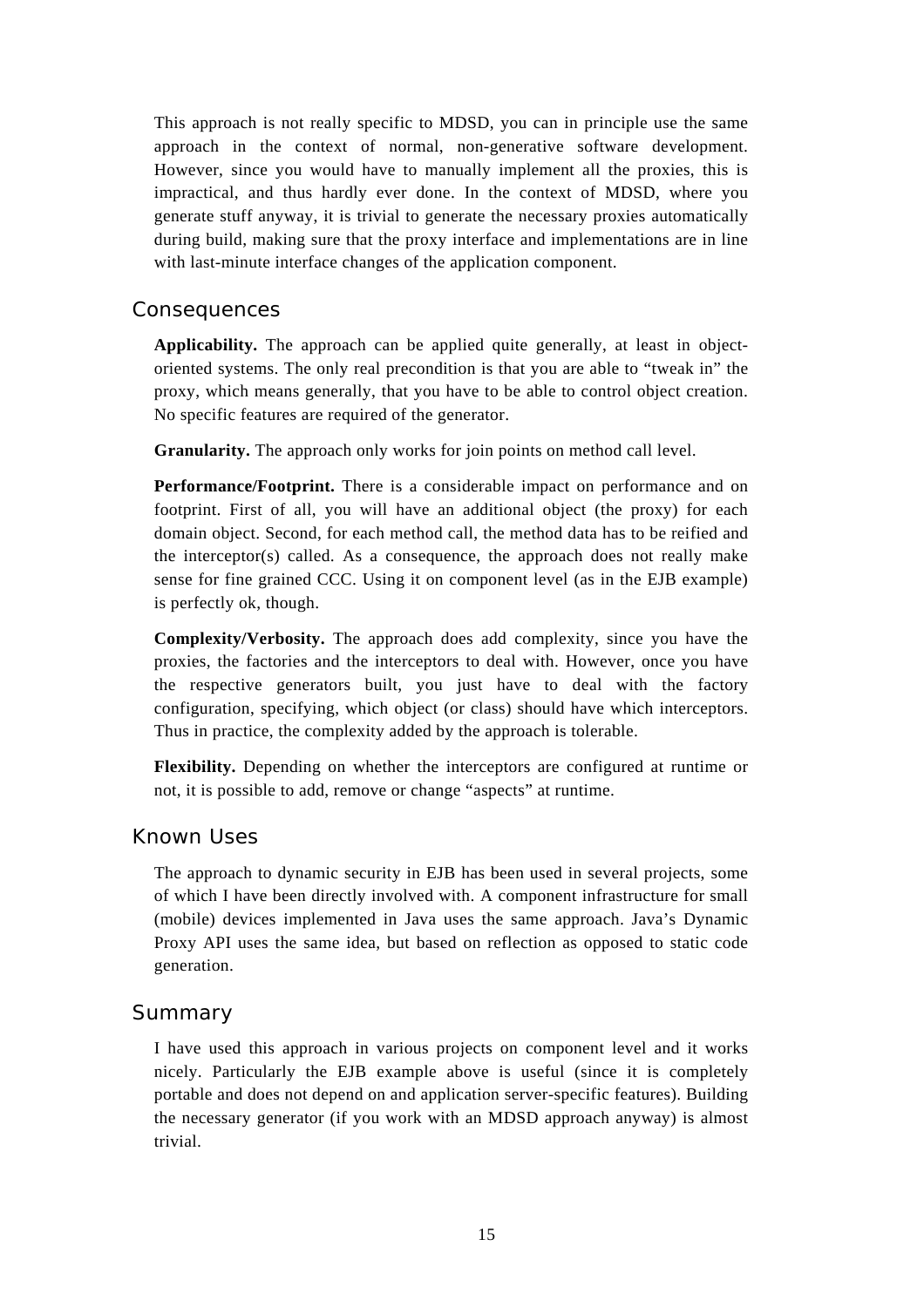This approach is not really specific to MDSD, you can in principle use the same approach in the context of normal, non-generative software development. However, since you would have to manually implement all the proxies, this is impractical, and thus hardly ever done. In the context of MDSD, where you generate stuff anyway, it is trivial to generate the necessary proxies automatically during build, making sure that the proxy interface and implementations are in line with last-minute interface changes of the application component.

## Consequences

**Applicability.** The approach can be applied quite generally, at least in object-oriented systems. The only real precondition is that you are able to "tweak in" the proxy, which means generally, that you have to be able to control object creation. No specific features are required of the generator.

**Granularity.** The approach only works for join points on method call level.

**Performance/Footprint.** There is a considerable impact on performance and on footprint. First of all, you will have an additional object (the proxy) for each domain object. Second, for each method call, the method data has to be reified and the interceptor(s) called. As a consequence, the approach does not really make sense for fine grained CCC. Using it on component level (as in the EJB example) is perfectly ok, though.

**Complexity/Verbosity.** The approach does add complexity, since you have the proxies, the factories and the interceptors to deal with. However, once you have the respective generators built, you just have to deal with the factory configuration, specifying, which object (or class) should have which interceptors. Thus in practice, the complexity added by the approach is tolerable.

**Flexibility.** Depending on whether the interceptors are configured at runtime or not, it is possible to add, remove or change "aspects" at runtime.

## Known Uses

The approach to dynamic security in EJB has been used in several projects, some of which I have been directly involved with. A component infrastructure for small (mobile) devices implemented in Java uses the same approach. Java's Dynamic Proxy API uses the same idea, but based on reflection as opposed to static code generation.

## Summary

I have used this approach in various projects on component level and it works nicely. Particularly the EJB example above is useful (since it is completely portable and does not depend on and application server-specific features). Building the necessary generator (if you work with an MDSD approach anyway) is almost trivial.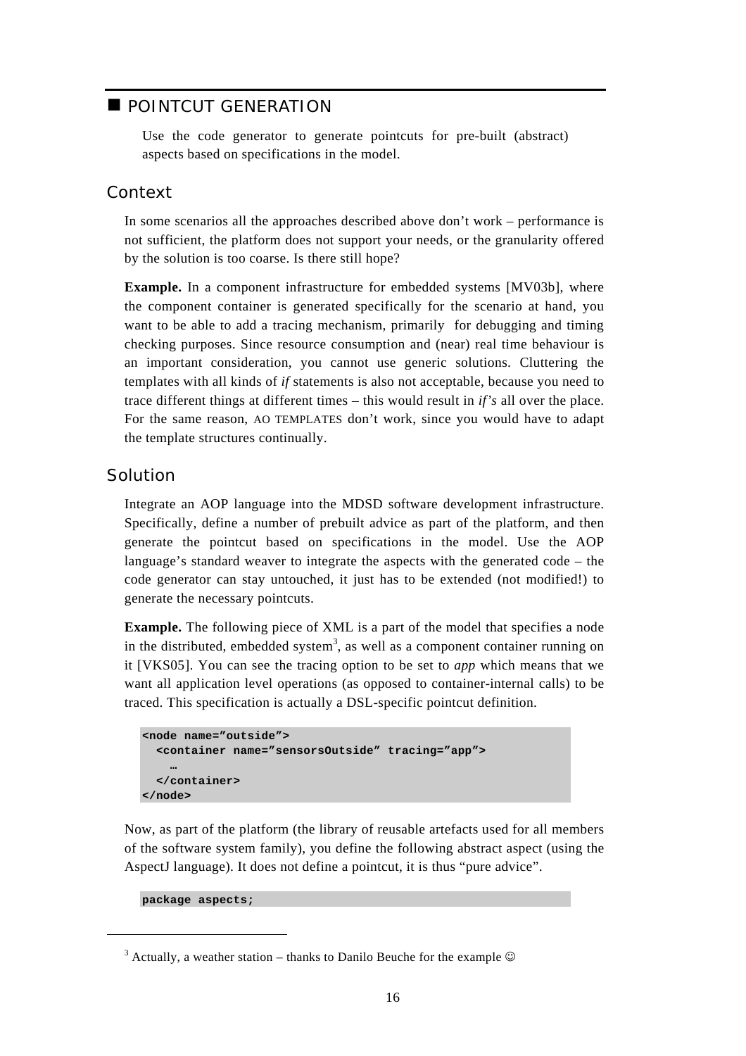## ■ POINTCUT GENERATION

Use the code generator to generate pointcuts for pre-built (abstract) aspects based on specifications in the model.

### Context

In some scenarios all the approaches described above don't work – performance is not sufficient, the platform does not support your needs, or the granularity offered by the solution is too coarse. Is there still hope?

**Example.** In a component infrastructure for embedded systems [MV03b], where the component container is generated specifically for the scenario at hand, you want to be able to add a tracing mechanism, primarily for debugging and timing checking purposes. Since resource consumption and (near) real time behaviour is an important consideration, you cannot use generic solutions. Cluttering the templates with all kinds of *if* statements is also not acceptable, because you need to trace different things at different times – this would result in *if's* all over the place. For the same reason, AO TEMPLATES don't work, since you would have to adapt the template structures continually.

### Solution

Integrate an AOP language into the MDSD software development infrastructure. Specifically, define a number of prebuilt advice as part of the platform, and then generate the pointcut based on specifications in the model. Use the AOP language's standard weaver to integrate the aspects with the generated code – the code generator can stay untouched, it just has to be extended (not modified!) to generate the necessary pointcuts.

**Example.** The following piece of XML is a part of the model that specifies a node in the distributed, embedded system[3], as well as a component container running on it [VKS05]. You can see the tracing option to be set to *app* which means that we want all application level operations (as opposed to container-internal calls) to be traced. This specification is actually a DSL-specific pointcut definition.

```
<node name="outside">
  <container name="sensorsOutside" tracing="app">
    …
  </container>
</node>
```

Now, as part of the platform (the library of reusable artefacts used for all members of the software system family), you define the following abstract aspect (using the AspectJ language). It does not define a pointcut, it is thus "pure advice".

```
package aspects;
```

---

[3] Actually, a weather station – thanks to Danilo Beuche for the example ☺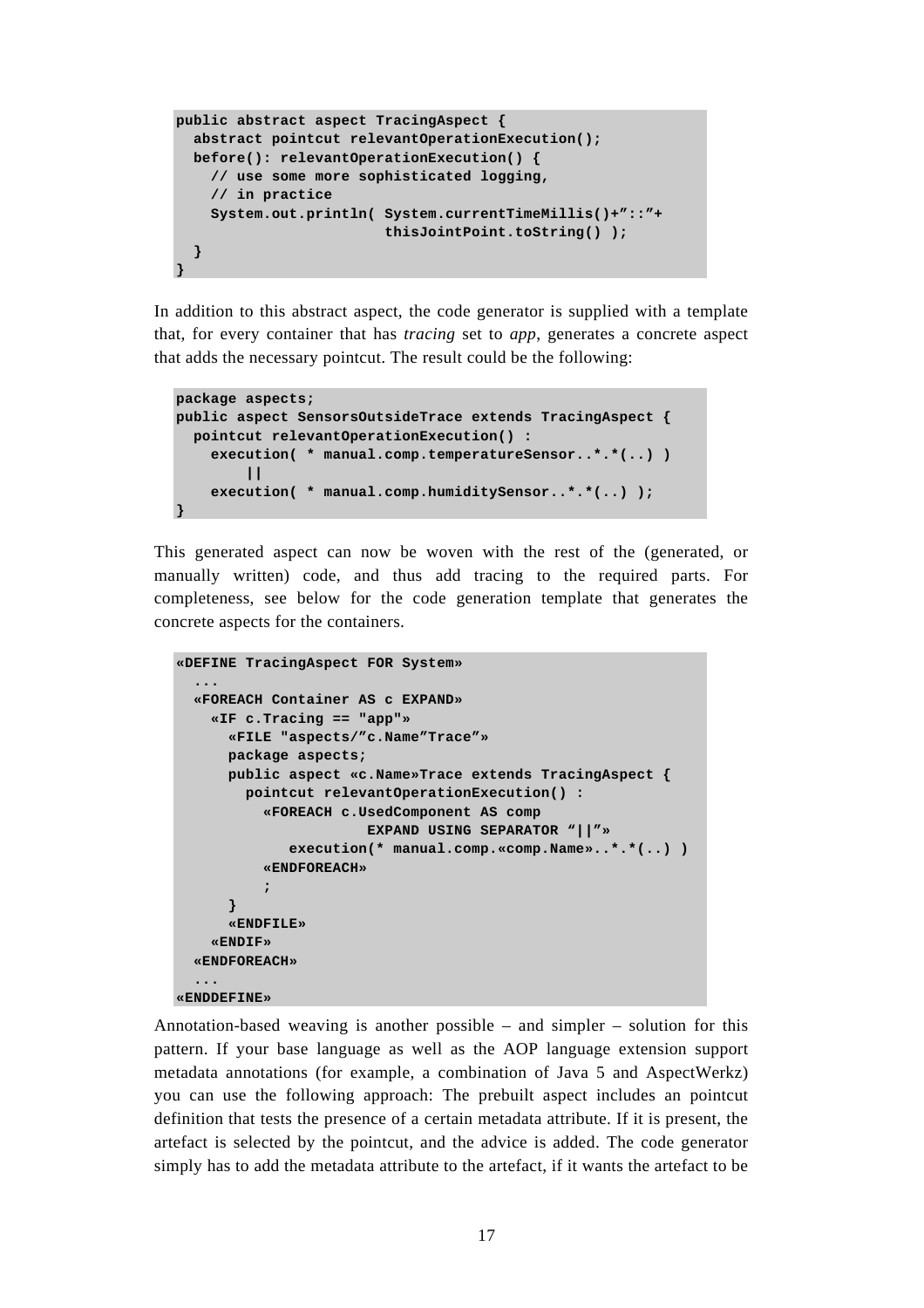```
public abstract aspect TracingAspect {
  abstract pointcut relevantOperationExecution();
  before(): relevantOperationExecution() {
    // use some more sophisticated logging,
    // in practice
    System.out.println( System.currentTimeMillis()+”::”+
                        thisJointPoint.toString() );
  }
}
```

In addition to this abstract aspect, the code generator is supplied with a template that, for every container that has *tracing* set to *app*, generates a concrete aspect that adds the necessary pointcut. The result could be the following:

```
package aspects;
public aspect SensorsOutsideTrace extends TracingAspect {
  pointcut relevantOperationExecution() :
    execution( * manual.comp.temperatureSensor..*.*(..) )
        ||
    execution( * manual.comp.humiditySensor..*.*(..) );
}
```

This generated aspect can now be woven with the rest of the (generated, or manually written) code, and thus add tracing to the required parts. For completeness, see below for the code generation template that generates the concrete aspects for the containers.

```
«DEFINE TracingAspect FOR System»
  ...
  «FOREACH Container AS c EXPAND»
    «IF c.Tracing == "app"»
      «FILE "aspects/”c.Name”Trace”»
      package aspects;
      public aspect «c.Name»Trace extends TracingAspect {
        pointcut relevantOperationExecution() :
          «FOREACH c.UsedComponent AS comp
                      EXPAND USING SEPARATOR “||”»
             execution(* manual.comp.«comp.Name»..*.*(..) )
          «ENDFOREACH»
          ;
      }
      «ENDFILE»
    «ENDIF»
  «ENDFOREACH»
  ...
«ENDDEFINE»
```

Annotation-based weaving is another possible – and simpler – solution for this pattern. If your base language as well as the AOP language extension support metadata annotations (for example, a combination of Java 5 and AspectWerkz) you can use the following approach: The prebuilt aspect includes an pointcut definition that tests the presence of a certain metadata attribute. If it is present, the artefact is selected by the pointcut, and the advice is added. The code generator simply has to add the metadata attribute to the artefact, if it wants the artefact to be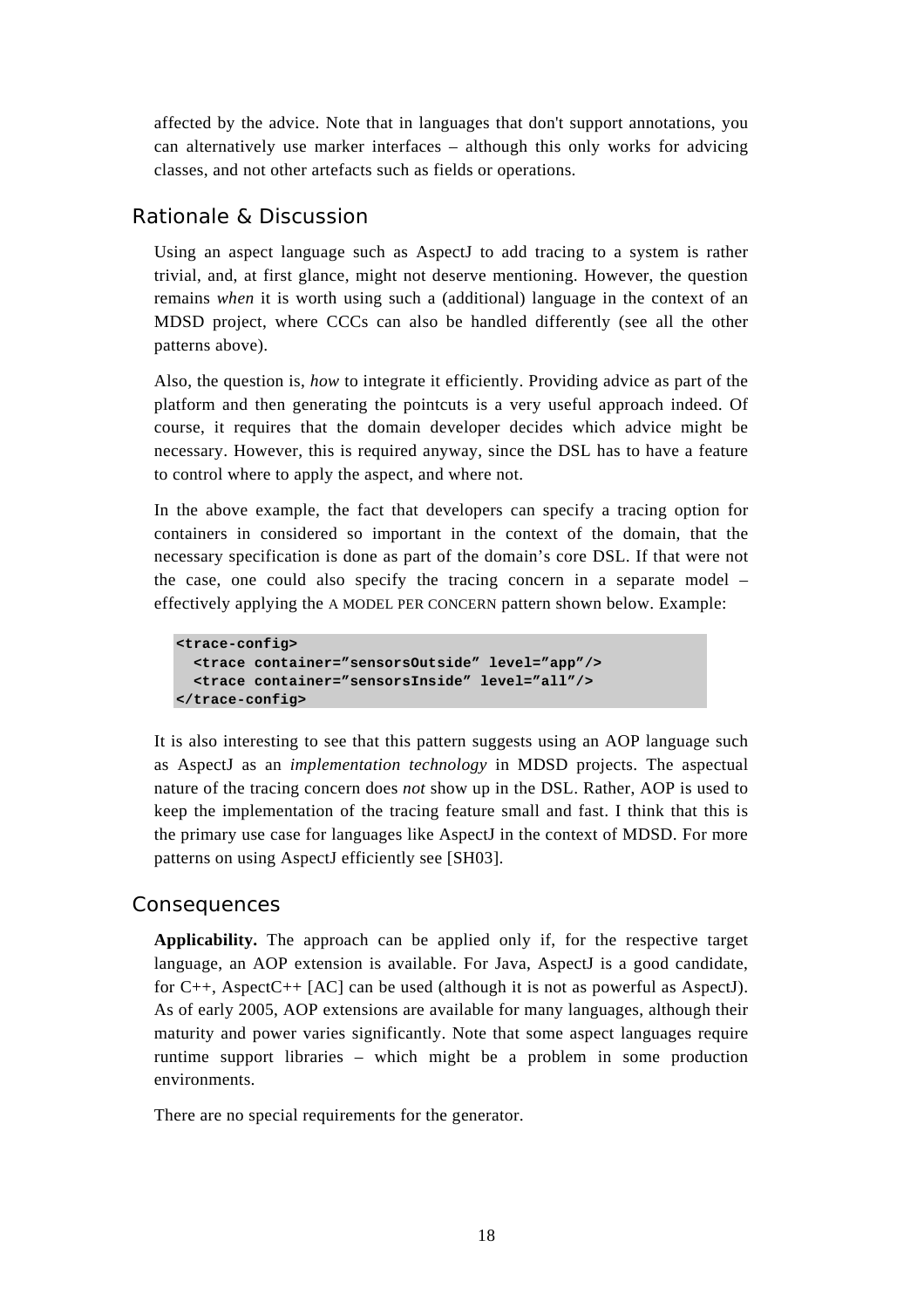affected by the advice. Note that in languages that don't support annotations, you can alternatively use marker interfaces – although this only works for advicing classes, and not other artefacts such as fields or operations.

## Rationale & Discussion

Using an aspect language such as AspectJ to add tracing to a system is rather trivial, and, at first glance, might not deserve mentioning. However, the question remains *when* it is worth using such a (additional) language in the context of an MDSD project, where CCCs can also be handled differently (see all the other patterns above).

Also, the question is, *how* to integrate it efficiently. Providing advice as part of the platform and then generating the pointcuts is a very useful approach indeed. Of course, it requires that the domain developer decides which advice might be necessary. However, this is required anyway, since the DSL has to have a feature to control where to apply the aspect, and where not.

In the above example, the fact that developers can specify a tracing option for containers in considered so important in the context of the domain, that the necessary specification is done as part of the domain's core DSL. If that were not the case, one could also specify the tracing concern in a separate model – effectively applying the A MODEL PER CONCERN pattern shown below. Example:

```
<trace-config>
  <trace container=”sensorsOutside” level=”app”/>
  <trace container=”sensorsInside” level=”all”/>
</trace-config>
```

It is also interesting to see that this pattern suggests using an AOP language such as AspectJ as an *implementation technology* in MDSD projects. The aspectual nature of the tracing concern does *not* show up in the DSL. Rather, AOP is used to keep the implementation of the tracing feature small and fast. I think that this is the primary use case for languages like AspectJ in the context of MDSD. For more patterns on using AspectJ efficiently see [SH03].

## Consequences

**Applicability.** The approach can be applied only if, for the respective target language, an AOP extension is available. For Java, AspectJ is a good candidate, for C++, AspectC++ [AC] can be used (although it is not as powerful as AspectJ). As of early 2005, AOP extensions are available for many languages, although their maturity and power varies significantly. Note that some aspect languages require runtime support libraries – which might be a problem in some production environments.

There are no special requirements for the generator.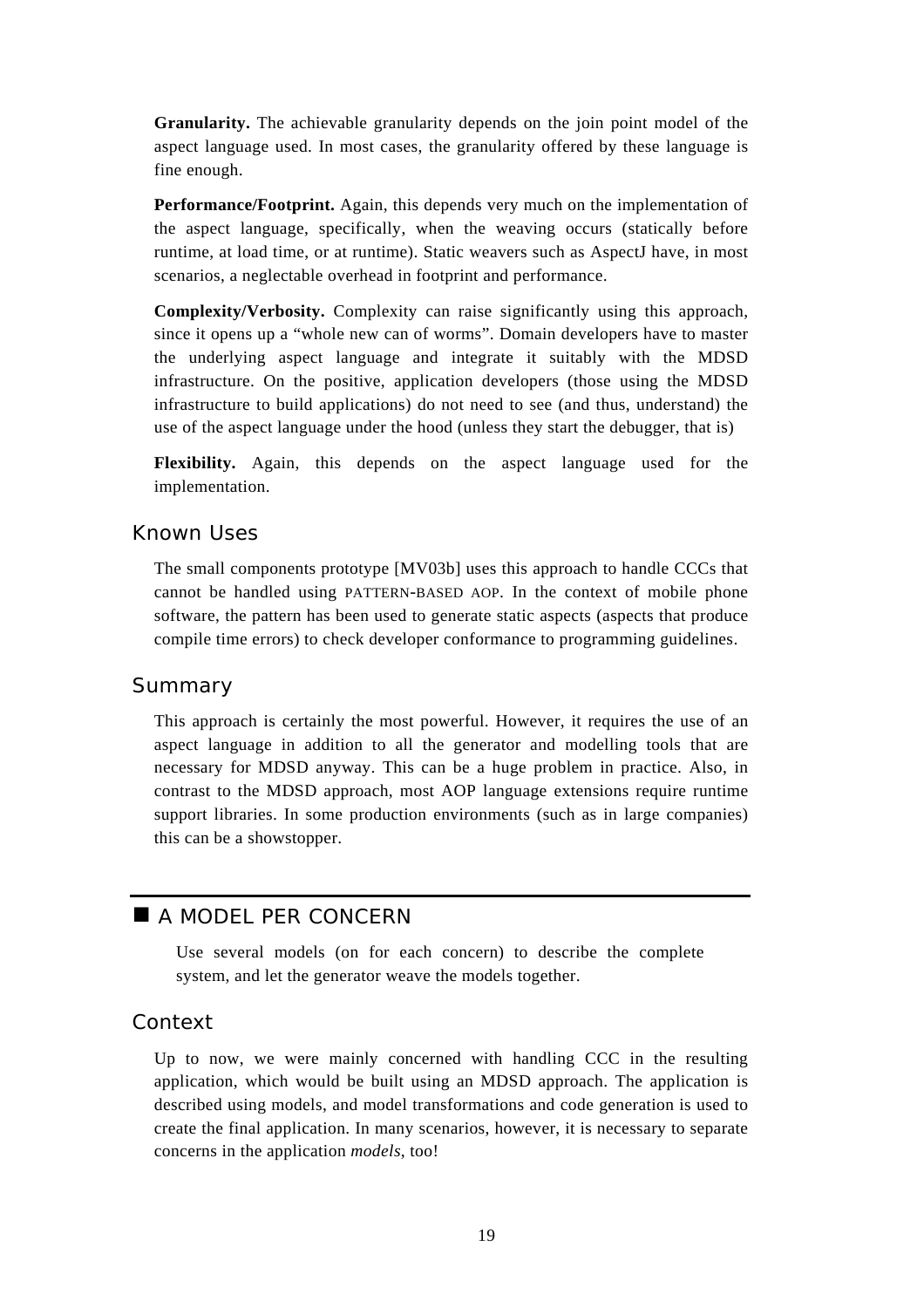**Granularity.** The achievable granularity depends on the join point model of the aspect language used. In most cases, the granularity offered by these language is fine enough.

**Performance/Footprint.** Again, this depends very much on the implementation of the aspect language, specifically, when the weaving occurs (statically before runtime, at load time, or at runtime). Static weavers such as AspectJ have, in most scenarios, a neglectable overhead in footprint and performance.

**Complexity/Verbosity.** Complexity can raise significantly using this approach, since it opens up a "whole new can of worms". Domain developers have to master the underlying aspect language and integrate it suitably with the MDSD infrastructure. On the positive, application developers (those using the MDSD infrastructure to build applications) do not need to see (and thus, understand) the use of the aspect language under the hood (unless they start the debugger, that is)

**Flexibility.** Again, this depends on the aspect language used for the implementation.

## Known Uses

The small components prototype [MV03b] uses this approach to handle CCCs that cannot be handled using PATTERN-BASED AOP. In the context of mobile phone software, the pattern has been used to generate static aspects (aspects that produce compile time errors) to check developer conformance to programming guidelines.

## Summary

This approach is certainly the most powerful. However, it requires the use of an aspect language in addition to all the generator and modelling tools that are necessary for MDSD anyway. This can be a huge problem in practice. Also, in contrast to the MDSD approach, most AOP language extensions require runtime support libraries. In some production environments (such as in large companies) this can be a showstopper.

# ■ A MODEL PER CONCERN

Use several models (on for each concern) to describe the complete system, and let the generator weave the models together.

## Context

Up to now, we were mainly concerned with handling CCC in the resulting application, which would be built using an MDSD approach. The application is described using models, and model transformations and code generation is used to create the final application. In many scenarios, however, it is necessary to separate concerns in the application *models*, too!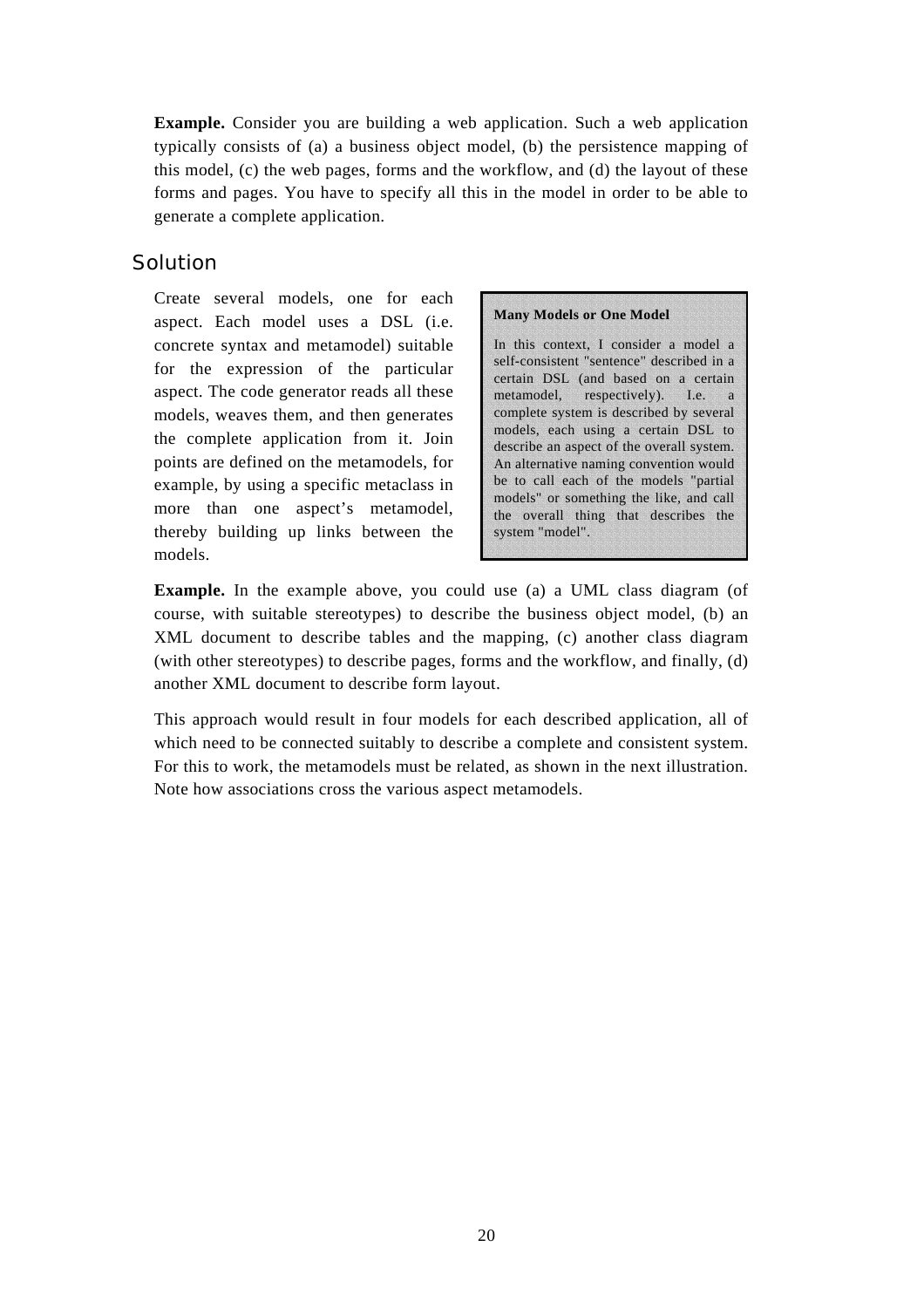**Example.** Consider you are building a web application. Such a web application typically consists of (a) a business object model, (b) the persistence mapping of this model, (c) the web pages, forms and the workflow, and (d) the layout of these forms and pages. You have to specify all this in the model in order to be able to generate a complete application.

## Solution

Create several models, one for each aspect. Each model uses a DSL (i.e. concrete syntax and metamodel) suitable for the expression of the particular aspect. The code generator reads all these models, weaves them, and then generates the complete application from it. Join points are defined on the metamodels, for example, by using a specific metaclass in more than one aspect's metamodel, thereby building up links between the models.

> **Many Models or One Model**
>
> In this context, I consider a model a self-consistent "sentence" described in a certain DSL (and based on a certain metamodel, respectively). I.e. a complete system is described by several models, each using a certain DSL to describe an aspect of the overall system. An alternative naming convention would be to call each of the models "partial models" or something the like, and call the overall thing that describes the system "model".

**Example.** In the example above, you could use (a) a UML class diagram (of course, with suitable stereotypes) to describe the business object model, (b) an XML document to describe tables and the mapping, (c) another class diagram (with other stereotypes) to describe pages, forms and the workflow, and finally, (d) another XML document to describe form layout.

This approach would result in four models for each described application, all of which need to be connected suitably to describe a complete and consistent system. For this to work, the metamodels must be related, as shown in the next illustration. Note how associations cross the various aspect metamodels.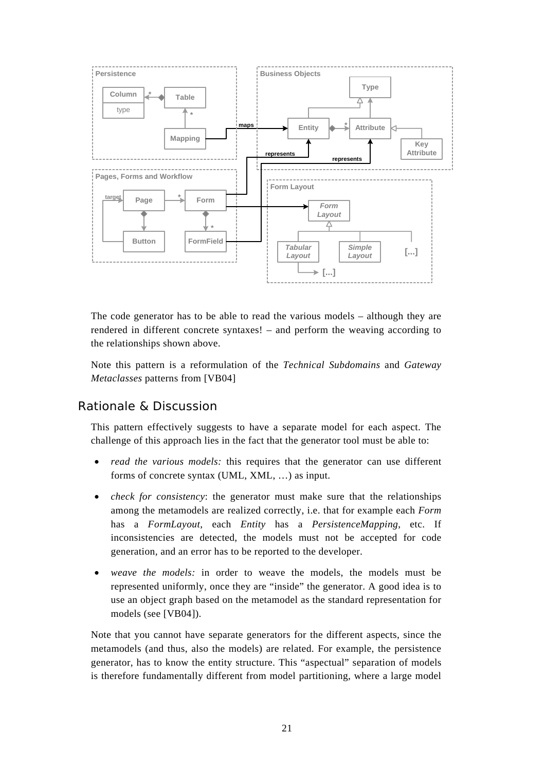Persistence

Column

type

Table

Mapping

Business Objects

Type

Entity

Attribute

Key Attribute

maps

represents

represents

Pages, Forms and Workflow

target

Page

Form

Button

FormField

Form Layout

Form Layout

Tabular Layout

Simple Layout

[...]

[...]

The code generator has to be able to read the various models – although they are rendered in different concrete syntaxes! – and perform the weaving according to the relationships shown above.

Note this pattern is a reformulation of the *Technical Subdomains* and *Gateway Metaclasses* patterns from [VB04]

## Rationale & Discussion

This pattern effectively suggests to have a separate model for each aspect. The challenge of this approach lies in the fact that the generator tool must be able to:

- *read the various models:* this requires that the generator can use different forms of concrete syntax (UML, XML, …) as input.
- *check for consistency*: the generator must make sure that the relationships among the metamodels are realized correctly, i.e. that for example each *Form* has a *FormLayout*, each *Entity* has a *PersistenceMapping*, etc. If inconsistencies are detected, the models must not be accepted for code generation, and an error has to be reported to the developer.
- *weave the models:* in order to weave the models, the models must be represented uniformly, once they are "inside" the generator. A good idea is to use an object graph based on the metamodel as the standard representation for models (see [VB04]).

Note that you cannot have separate generators for the different aspects, since the metamodels (and thus, also the models) are related. For example, the persistence generator, has to know the entity structure. This "aspectual" separation of models is therefore fundamentally different from model partitioning, where a large model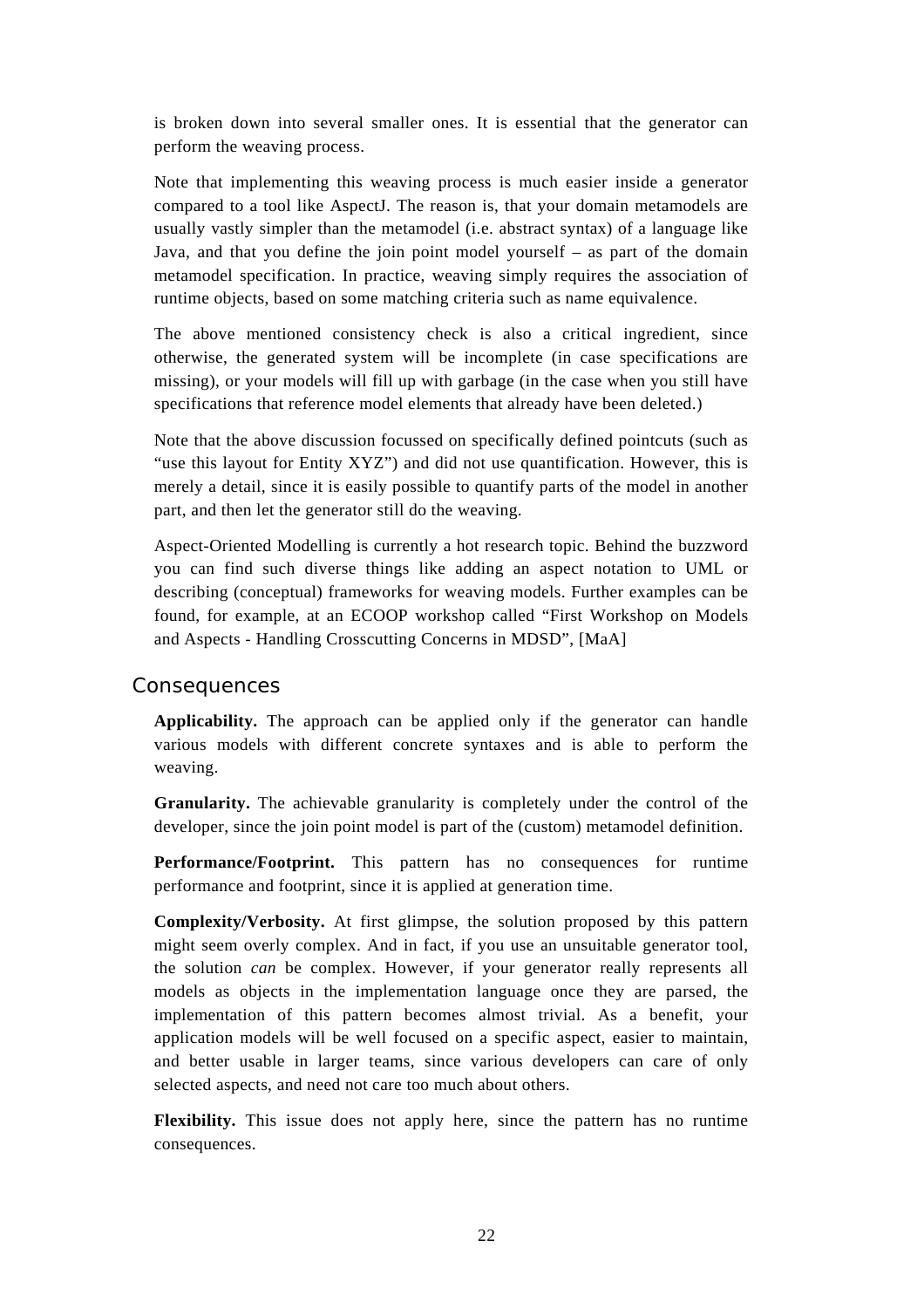is broken down into several smaller ones. It is essential that the generator can perform the weaving process.

Note that implementing this weaving process is much easier inside a generator compared to a tool like AspectJ. The reason is, that your domain metamodels are usually vastly simpler than the metamodel (i.e. abstract syntax) of a language like Java, and that you define the join point model yourself – as part of the domain metamodel specification. In practice, weaving simply requires the association of runtime objects, based on some matching criteria such as name equivalence.

The above mentioned consistency check is also a critical ingredient, since otherwise, the generated system will be incomplete (in case specifications are missing), or your models will fill up with garbage (in the case when you still have specifications that reference model elements that already have been deleted.)

Note that the above discussion focussed on specifically defined pointcuts (such as "use this layout for Entity XYZ") and did not use quantification. However, this is merely a detail, since it is easily possible to quantify parts of the model in another part, and then let the generator still do the weaving.

Aspect-Oriented Modelling is currently a hot research topic. Behind the buzzword you can find such diverse things like adding an aspect notation to UML or describing (conceptual) frameworks for weaving models. Further examples can be found, for example, at an ECOOP workshop called "First Workshop on Models and Aspects - Handling Crosscutting Concerns in MDSD", [MaA]

## Consequences

**Applicability.** The approach can be applied only if the generator can handle various models with different concrete syntaxes and is able to perform the weaving.

**Granularity.** The achievable granularity is completely under the control of the developer, since the join point model is part of the (custom) metamodel definition.

**Performance/Footprint.** This pattern has no consequences for runtime performance and footprint, since it is applied at generation time.

**Complexity/Verbosity.** At first glimpse, the solution proposed by this pattern might seem overly complex. And in fact, if you use an unsuitable generator tool, the solution *can* be complex. However, if your generator really represents all models as objects in the implementation language once they are parsed, the implementation of this pattern becomes almost trivial. As a benefit, your application models will be well focused on a specific aspect, easier to maintain, and better usable in larger teams, since various developers can care of only selected aspects, and need not care too much about others.

**Flexibility.** This issue does not apply here, since the pattern has no runtime consequences.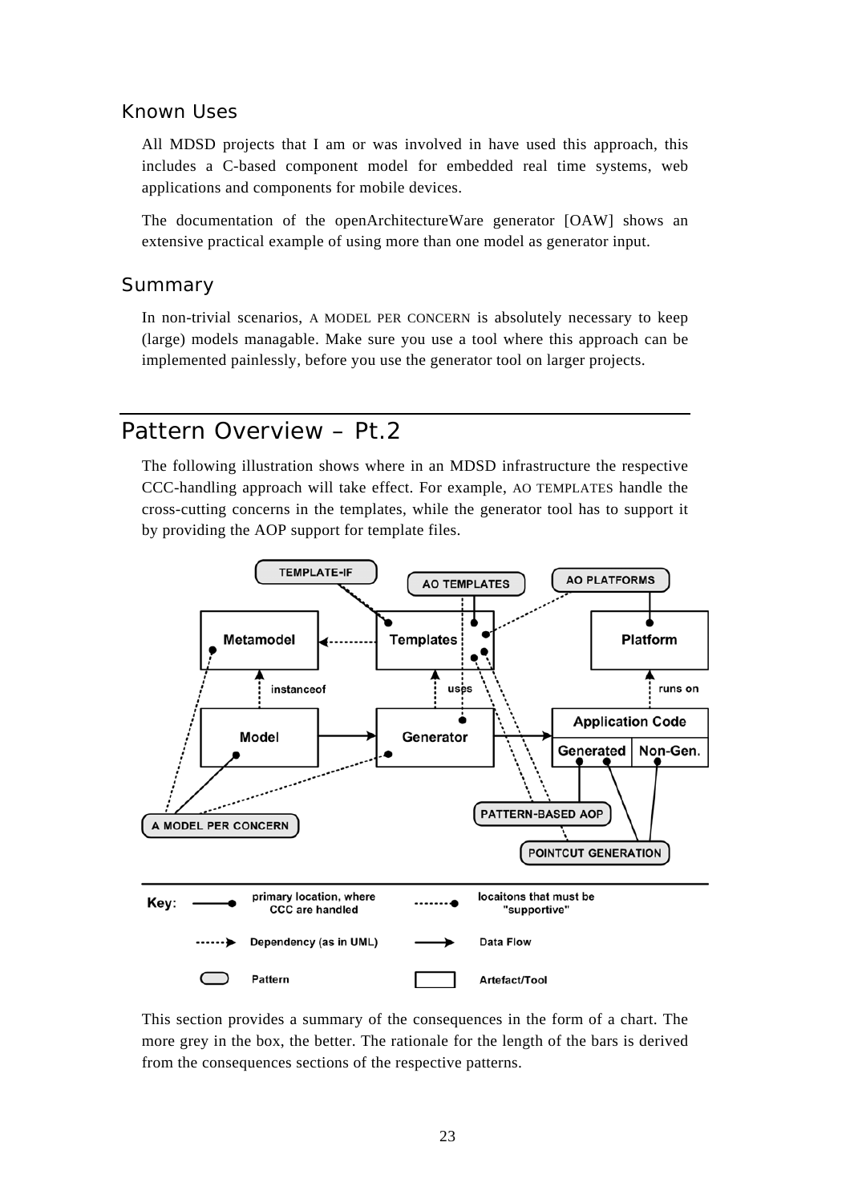## Known Uses

All MDSD projects that I am or was involved in have used this approach, this includes a C-based component model for embedded real time systems, web applications and components for mobile devices.

The documentation of the openArchitectureWare generator [OAW] shows an extensive practical example of using more than one model as generator input.

## Summary

In non-trivial scenarios, A MODEL PER CONCERN is absolutely necessary to keep (large) models managable. Make sure you use a tool where this approach can be implemented painlessly, before you use the generator tool on larger projects.

# Pattern Overview – Pt.2

The following illustration shows where in an MDSD infrastructure the respective CCC-handling approach will take effect. For example, AO TEMPLATES handle the cross-cutting concerns in the templates, while the generator tool has to support it by providing the AOP support for template files.

TEMPLATE-IF
AO TEMPLATES
AO PLATFORMS
Metamodel
Templates
Platform
instanceof
uses
runs on
Model
Generator
Application Code
Generated
Non-Gen.
PATTERN-BASED AOP
A MODEL PER CONCERN
POINTCUT GENERATION

Key:
primary location, where CCC are handled
locaitons that must be "supportive"
Dependency (as in UML)
Data Flow
Pattern
Artefact/Tool

This section provides a summary of the consequences in the form of a chart. The more grey in the box, the better. The rationale for the length of the bars is derived from the consequences sections of the respective patterns.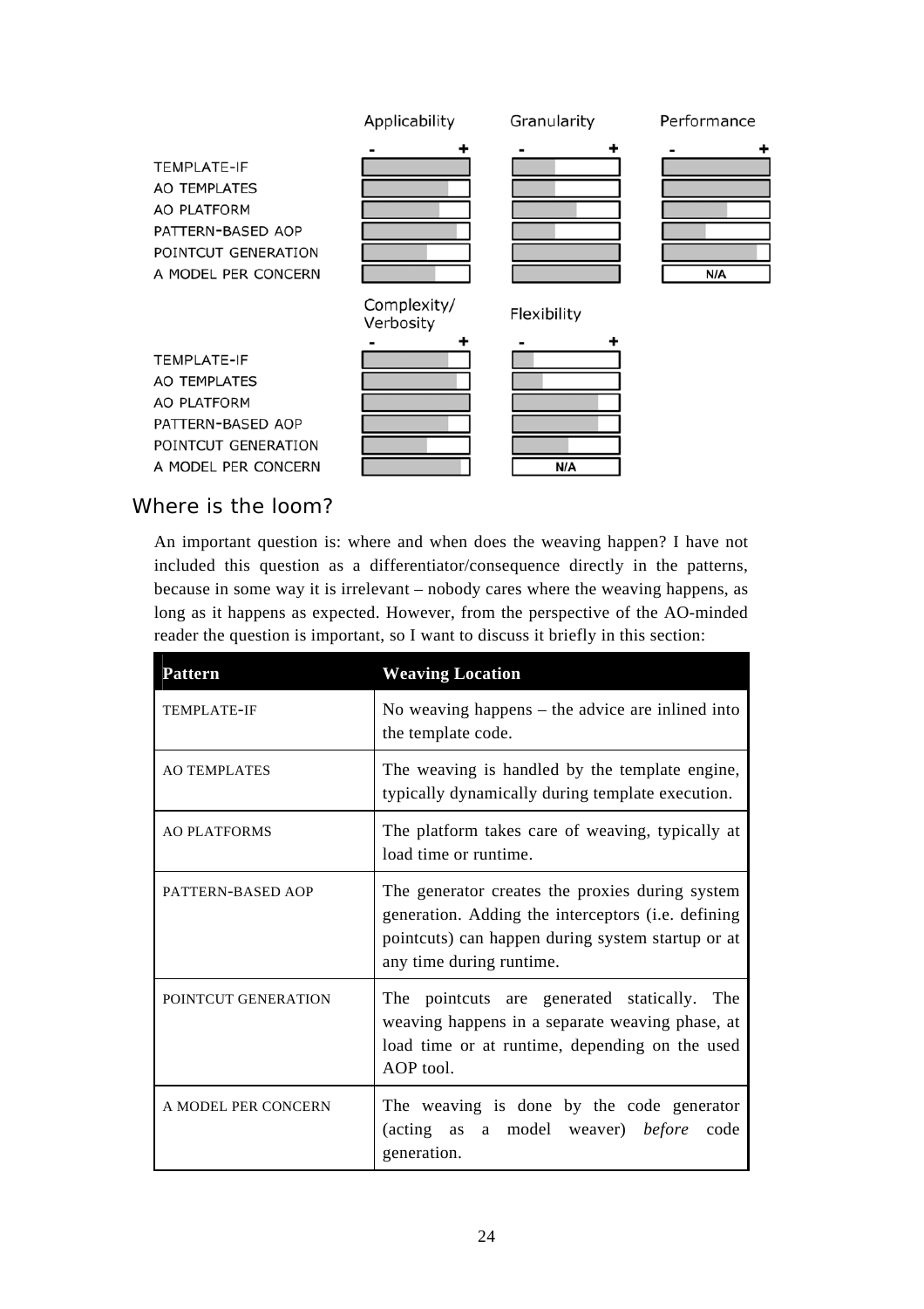Applicability

Granularity

Performance

\- +

TEMPLATE-IF

AO TEMPLATES

AO PLATFORM

PATTERN-BASED AOP

POINTCUT GENERATION

A MODEL PER CONCERN

N/A

Complexity/ Verbosity

Flexibility

\- +

TEMPLATE-IF

AO TEMPLATES

AO PLATFORM

PATTERN-BASED AOP

POINTCUT GENERATION

A MODEL PER CONCERN

N/A

## Where is the loom?

An important question is: where and when does the weaving happen? I have not included this question as a differentiator/consequence directly in the patterns, because in some way it is irrelevant – nobody cares where the weaving happens, as long as it happens as expected. However, from the perspective of the AO-minded reader the question is important, so I want to discuss it briefly in this section:

| **Pattern** | **Weaving Location** |
|---|---|
| TEMPLATE-IF | No weaving happens – the advice are inlined into the template code. |
| AO TEMPLATES | The weaving is handled by the template engine, typically dynamically during template execution. |
| AO PLATFORMS | The platform takes care of weaving, typically at load time or runtime. |
| PATTERN-BASED AOP | The generator creates the proxies during system generation. Adding the interceptors (i.e. defining pointcuts) can happen during system startup or at any time during runtime. |
| POINTCUT GENERATION | The pointcuts are generated statically. The weaving happens in a separate weaving phase, at load time or at runtime, depending on the used AOP tool. |
| A MODEL PER CONCERN | The weaving is done by the code generator (acting as a model weaver) *before* code generation. |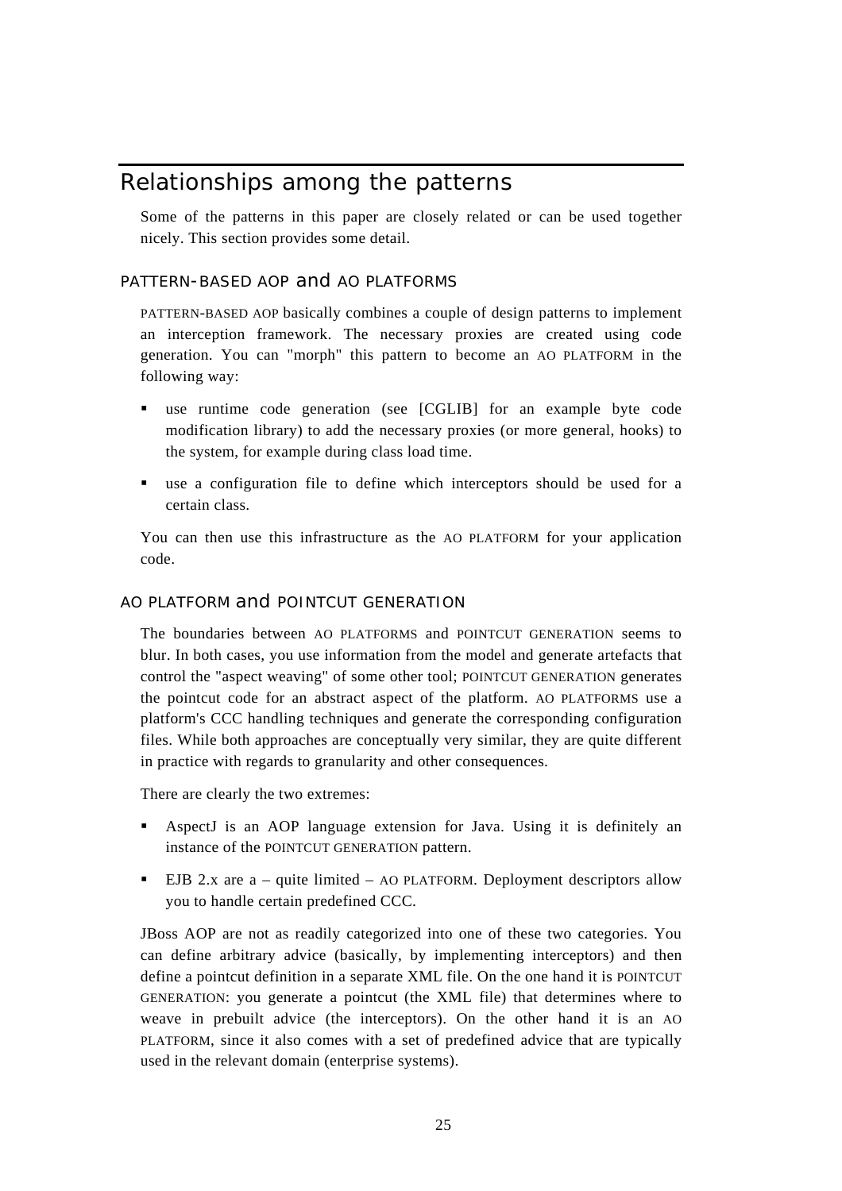## Relationships among the patterns

Some of the patterns in this paper are closely related or can be used together nicely. This section provides some detail.

### PATTERN-BASED AOP and AO PLATFORMS

PATTERN-BASED AOP basically combines a couple of design patterns to implement an interception framework. The necessary proxies are created using code generation. You can "morph" this pattern to become an AO PLATFORM in the following way:

- use runtime code generation (see [CGLIB] for an example byte code modification library) to add the necessary proxies (or more general, hooks) to the system, for example during class load time.
- use a configuration file to define which interceptors should be used for a certain class.

You can then use this infrastructure as the AO PLATFORM for your application code.

### AO PLATFORM and POINTCUT GENERATION

The boundaries between AO PLATFORMS and POINTCUT GENERATION seems to blur. In both cases, you use information from the model and generate artefacts that control the "aspect weaving" of some other tool; POINTCUT GENERATION generates the pointcut code for an abstract aspect of the platform. AO PLATFORMS use a platform's CCC handling techniques and generate the corresponding configuration files. While both approaches are conceptually very similar, they are quite different in practice with regards to granularity and other consequences.

There are clearly the two extremes:

- AspectJ is an AOP language extension for Java. Using it is definitely an instance of the POINTCUT GENERATION pattern.
- EJB 2.x are a – quite limited – AO PLATFORM. Deployment descriptors allow you to handle certain predefined CCC.

JBoss AOP are not as readily categorized into one of these two categories. You can define arbitrary advice (basically, by implementing interceptors) and then define a pointcut definition in a separate XML file. On the one hand it is POINTCUT GENERATION: you generate a pointcut (the XML file) that determines where to weave in prebuilt advice (the interceptors). On the other hand it is an AO PLATFORM, since it also comes with a set of predefined advice that are typically used in the relevant domain (enterprise systems).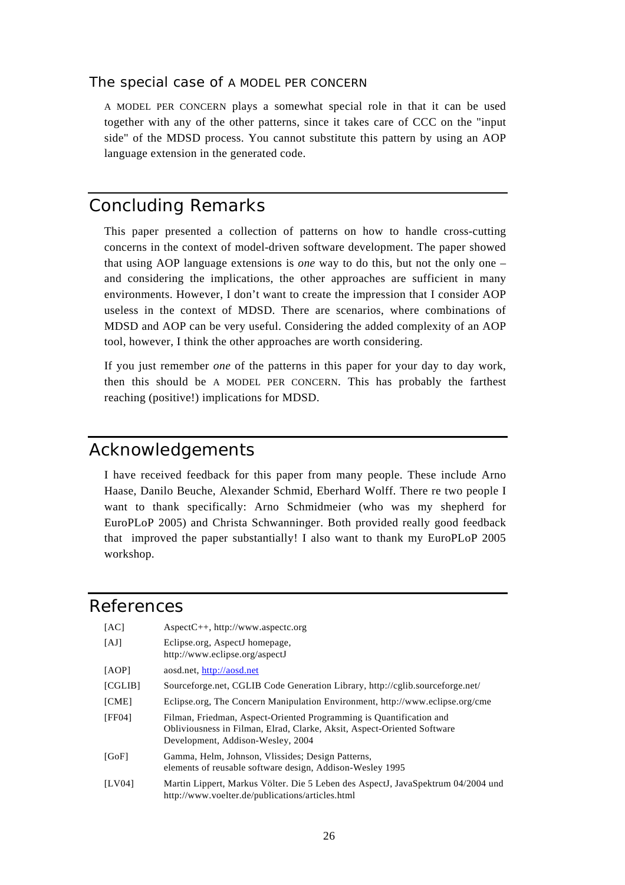### The special case of A MODEL PER CONCERN

A MODEL PER CONCERN plays a somewhat special role in that it can be used together with any of the other patterns, since it takes care of CCC on the "input side" of the MDSD process. You cannot substitute this pattern by using an AOP language extension in the generated code.

## Concluding Remarks

This paper presented a collection of patterns on how to handle cross-cutting concerns in the context of model-driven software development. The paper showed that using AOP language extensions is *one* way to do this, but not the only one – and considering the implications, the other approaches are sufficient in many environments. However, I don't want to create the impression that I consider AOP useless in the context of MDSD. There are scenarios, where combinations of MDSD and AOP can be very useful. Considering the added complexity of an AOP tool, however, I think the other approaches are worth considering.

If you just remember *one* of the patterns in this paper for your day to day work, then this should be A MODEL PER CONCERN. This has probably the farthest reaching (positive!) implications for MDSD.

## Acknowledgements

I have received feedback for this paper from many people. These include Arno Haase, Danilo Beuche, Alexander Schmid, Eberhard Wolff. There re two people I want to thank specifically: Arno Schmidmeier (who was my shepherd for EuroPLoP 2005) and Christa Schwanninger. Both provided really good feedback that improved the paper substantially! I also want to thank my EuroPLoP 2005 workshop.

## References

[AC] AspectC++, http://www.aspectc.org

[AJ] Eclipse.org, AspectJ homepage, http://www.eclipse.org/aspectJ

[AOP] aosd.net, http://aosd.net

[CGLIB] Sourceforge.net, CGLIB Code Generation Library, http://cglib.sourceforge.net/

[CME] Eclipse.org, The Concern Manipulation Environment, http://www.eclipse.org/cme

[FF04] Filman, Friedman, Aspect-Oriented Programming is Quantification and Obliviousness in Filman, Elrad, Clarke, Aksit, Aspect-Oriented Software Development, Addison-Wesley, 2004

[GoF] Gamma, Helm, Johnson, Vlissides; Design Patterns, elements of reusable software design, Addison-Wesley 1995

[LV04] Martin Lippert, Markus Völter. Die 5 Leben des AspectJ, JavaSpektrum 04/2004 und http://www.voelter.de/publications/articles.html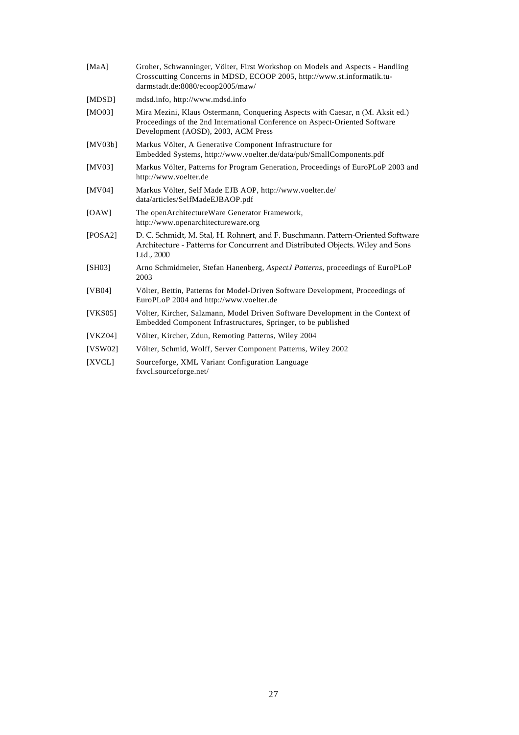[MaA] Groher, Schwanninger, Völter, First Workshop on Models and Aspects - Handling Crosscutting Concerns in MDSD, ECOOP 2005, http://www.st.informatik.tu-darmstadt.de:8080/ecoop2005/maw/

[MDSD] mdsd.info, http://www.mdsd.info

[MO03] Mira Mezini, Klaus Ostermann, Conquering Aspects with Caesar, n (M. Aksit ed.) Proceedings of the 2nd International Conference on Aspect-Oriented Software Development (AOSD), 2003, ACM Press

[MV03b] Markus Völter, A Generative Component Infrastructure for Embedded Systems, http://www.voelter.de/data/pub/SmallComponents.pdf

[MV03] Markus Völter, Patterns for Program Generation, Proceedings of EuroPLoP 2003 and http://www.voelter.de

[MV04] Markus Völter, Self Made EJB AOP, http://www.voelter.de/data/articles/SelfMadeEJBAOP.pdf

[OAW] The openArchitectureWare Generator Framework, http://www.openarchitectureware.org

[POSA2] D. C. Schmidt, M. Stal, H. Rohnert, and F. Buschmann. Pattern-Oriented Software Architecture - Patterns for Concurrent and Distributed Objects. Wiley and Sons Ltd., 2000

[SH03] Arno Schmidmeier, Stefan Hanenberg, *AspectJ Patterns*, proceedings of EuroPLoP 2003

[VB04] Völter, Bettin, Patterns for Model-Driven Software Development, Proceedings of EuroPLoP 2004 and http://www.voelter.de

[VKS05] Völter, Kircher, Salzmann, Model Driven Software Development in the Context of Embedded Component Infrastructures, Springer, to be published

[VKZ04] Völter, Kircher, Zdun, Remoting Patterns, Wiley 2004

[VSW02] Völter, Schmid, Wolff, Server Component Patterns, Wiley 2002

[XVCL] Sourceforge, XML Variant Configuration Language fxvcl.sourceforge.net/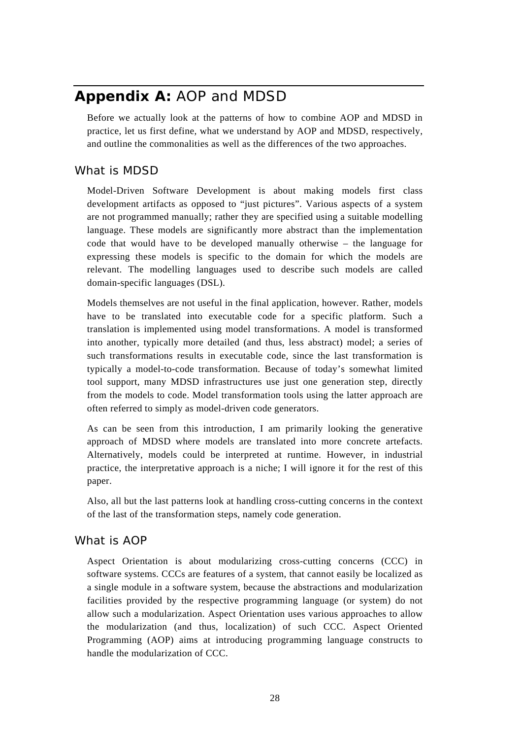# **Appendix A:** AOP and MDSD

Before we actually look at the patterns of how to combine AOP and MDSD in practice, let us first define, what we understand by AOP and MDSD, respectively, and outline the commonalities as well as the differences of the two approaches.

## What is MDSD

Model-Driven Software Development is about making models first class development artifacts as opposed to "just pictures". Various aspects of a system are not programmed manually; rather they are specified using a suitable modelling language. These models are significantly more abstract than the implementation code that would have to be developed manually otherwise – the language for expressing these models is specific to the domain for which the models are relevant. The modelling languages used to describe such models are called domain-specific languages (DSL).

Models themselves are not useful in the final application, however. Rather, models have to be translated into executable code for a specific platform. Such a translation is implemented using model transformations. A model is transformed into another, typically more detailed (and thus, less abstract) model; a series of such transformations results in executable code, since the last transformation is typically a model-to-code transformation. Because of today's somewhat limited tool support, many MDSD infrastructures use just one generation step, directly from the models to code. Model transformation tools using the latter approach are often referred to simply as model-driven code generators.

As can be seen from this introduction, I am primarily looking the generative approach of MDSD where models are translated into more concrete artefacts. Alternatively, models could be interpreted at runtime. However, in industrial practice, the interpretative approach is a niche; I will ignore it for the rest of this paper.

Also, all but the last patterns look at handling cross-cutting concerns in the context of the last of the transformation steps, namely code generation.

## What is AOP

Aspect Orientation is about modularizing cross-cutting concerns (CCC) in software systems. CCCs are features of a system, that cannot easily be localized as a single module in a software system, because the abstractions and modularization facilities provided by the respective programming language (or system) do not allow such a modularization. Aspect Orientation uses various approaches to allow the modularization (and thus, localization) of such CCC. Aspect Oriented Programming (AOP) aims at introducing programming language constructs to handle the modularization of CCC.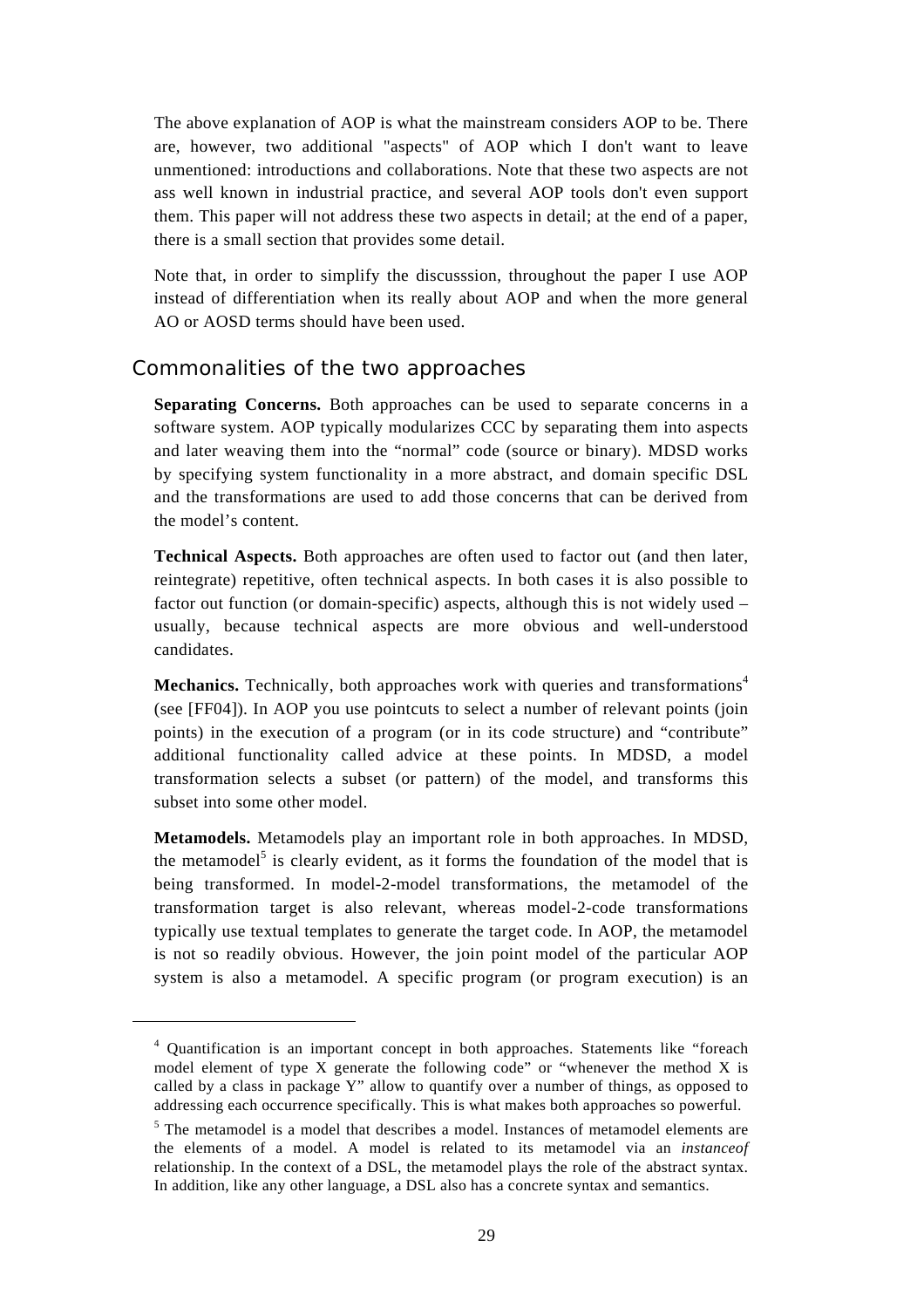The above explanation of AOP is what the mainstream considers AOP to be. There are, however, two additional "aspects" of AOP which I don't want to leave unmentioned: introductions and collaborations. Note that these two aspects are not ass well known in industrial practice, and several AOP tools don't even support them. This paper will not address these two aspects in detail; at the end of a paper, there is a small section that provides some detail.

Note that, in order to simplify the discusssion, throughout the paper I use AOP instead of differentiation when its really about AOP and when the more general AO or AOSD terms should have been used.

## Commonalities of the two approaches

**Separating Concerns.** Both approaches can be used to separate concerns in a software system. AOP typically modularizes CCC by separating them into aspects and later weaving them into the "normal" code (source or binary). MDSD works by specifying system functionality in a more abstract, and domain specific DSL and the transformations are used to add those concerns that can be derived from the model's content.

**Technical Aspects.** Both approaches are often used to factor out (and then later, reintegrate) repetitive, often technical aspects. In both cases it is also possible to factor out function (or domain-specific) aspects, although this is not widely used – usually, because technical aspects are more obvious and well-understood candidates.

**Mechanics.** Technically, both approaches work with queries and transformations[4] (see [FF04]). In AOP you use pointcuts to select a number of relevant points (join points) in the execution of a program (or in its code structure) and "contribute" additional functionality called advice at these points. In MDSD, a model transformation selects a subset (or pattern) of the model, and transforms this subset into some other model.

**Metamodels.** Metamodels play an important role in both approaches. In MDSD, the metamodel[5] is clearly evident, as it forms the foundation of the model that is being transformed. In model-2-model transformations, the metamodel of the transformation target is also relevant, whereas model-2-code transformations typically use textual templates to generate the target code. In AOP, the metamodel is not so readily obvious. However, the join point model of the particular AOP system is also a metamodel. A specific program (or program execution) is an

---

[4] Quantification is an important concept in both approaches. Statements like "foreach model element of type X generate the following code" or "whenever the method X is called by a class in package Y" allow to quantify over a number of things, as opposed to addressing each occurrence specifically. This is what makes both approaches so powerful.

[5] The metamodel is a model that describes a model. Instances of metamodel elements are the elements of a model. A model is related to its metamodel via an *instanceof* relationship. In the context of a DSL, the metamodel plays the role of the abstract syntax. In addition, like any other language, a DSL also has a concrete syntax and semantics.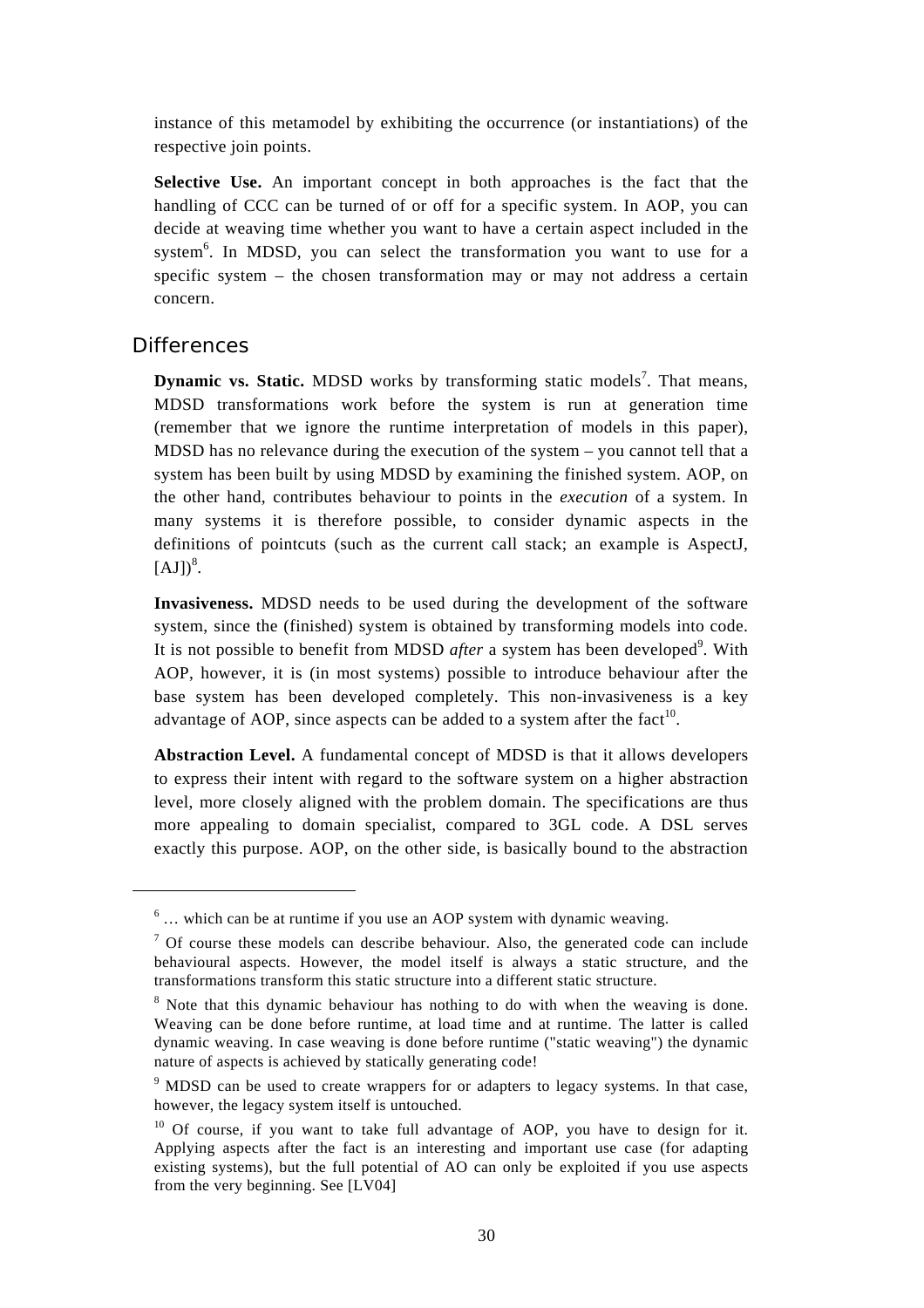instance of this metamodel by exhibiting the occurrence (or instantiations) of the respective join points.

**Selective Use.** An important concept in both approaches is the fact that the handling of CCC can be turned of or off for a specific system. In AOP, you can decide at weaving time whether you want to have a certain aspect included in the system[6]. In MDSD, you can select the transformation you want to use for a specific system – the chosen transformation may or may not address a certain concern.

## Differences

**Dynamic vs. Static.** MDSD works by transforming static models[7]. That means, MDSD transformations work before the system is run at generation time (remember that we ignore the runtime interpretation of models in this paper), MDSD has no relevance during the execution of the system – you cannot tell that a system has been built by using MDSD by examining the finished system. AOP, on the other hand, contributes behaviour to points in the *execution* of a system. In many systems it is therefore possible, to consider dynamic aspects in the definitions of pointcuts (such as the current call stack; an example is AspectJ, [AJ])[8].

**Invasiveness.** MDSD needs to be used during the development of the software system, since the (finished) system is obtained by transforming models into code. It is not possible to benefit from MDSD *after* a system has been developed[9]. With AOP, however, it is (in most systems) possible to introduce behaviour after the base system has been developed completely. This non-invasiveness is a key advantage of AOP, since aspects can be added to a system after the fact[10].

**Abstraction Level.** A fundamental concept of MDSD is that it allows developers to express their intent with regard to the software system on a higher abstraction level, more closely aligned with the problem domain. The specifications are thus more appealing to domain specialist, compared to 3GL code. A DSL serves exactly this purpose. AOP, on the other side, is basically bound to the abstraction

---

[6] … which can be at runtime if you use an AOP system with dynamic weaving.

[7] Of course these models can describe behaviour. Also, the generated code can include behavioural aspects. However, the model itself is always a static structure, and the transformations transform this static structure into a different static structure.

[8] Note that this dynamic behaviour has nothing to do with when the weaving is done. Weaving can be done before runtime, at load time and at runtime. The latter is called dynamic weaving. In case weaving is done before runtime ("static weaving") the dynamic nature of aspects is achieved by statically generating code!

[9] MDSD can be used to create wrappers for or adapters to legacy systems. In that case, however, the legacy system itself is untouched.

[10] Of course, if you want to take full advantage of AOP, you have to design for it. Applying aspects after the fact is an interesting and important use case (for adapting existing systems), but the full potential of AO can only be exploited if you use aspects from the very beginning. See [LV04]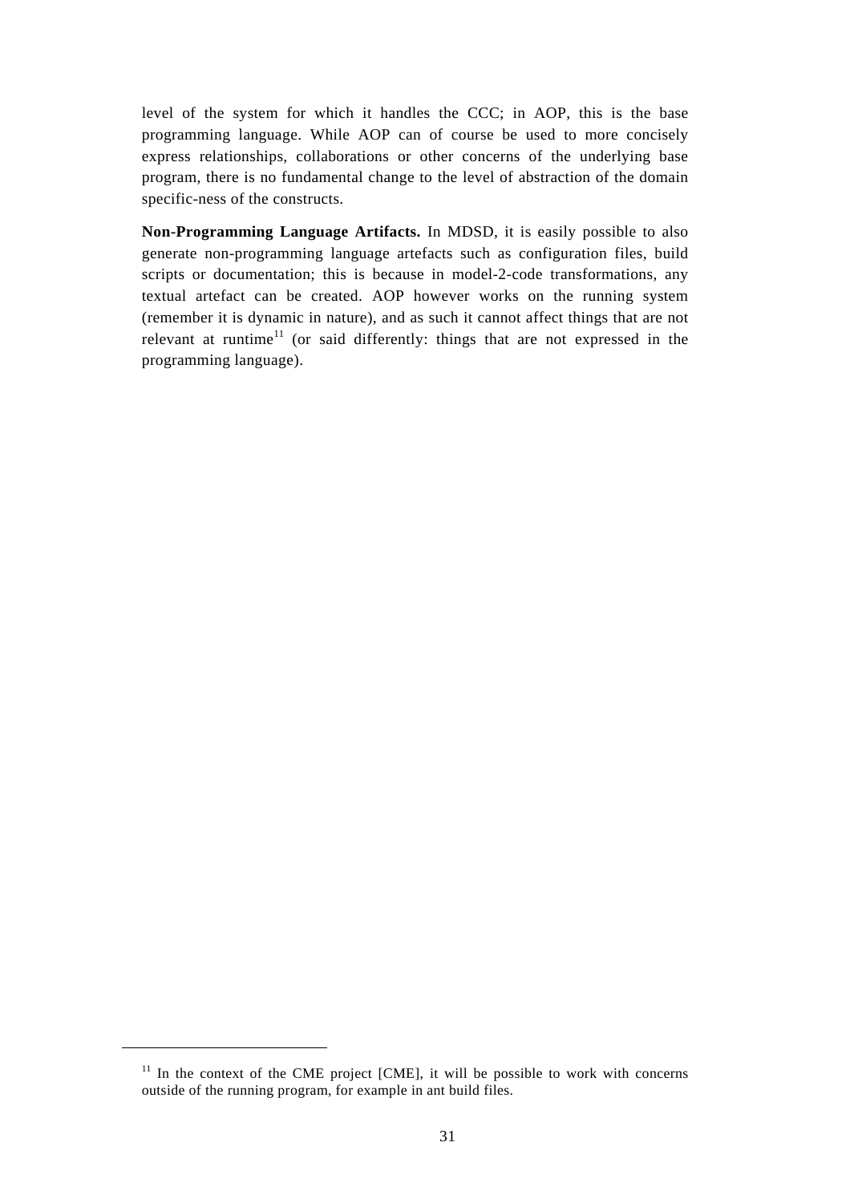level of the system for which it handles the CCC; in AOP, this is the base programming language. While AOP can of course be used to more concisely express relationships, collaborations or other concerns of the underlying base program, there is no fundamental change to the level of abstraction of the domain specific-ness of the constructs.

**Non-Programming Language Artifacts.** In MDSD, it is easily possible to also generate non-programming language artefacts such as configuration files, build scripts or documentation; this is because in model-2-code transformations, any textual artefact can be created. AOP however works on the running system (remember it is dynamic in nature), and as such it cannot affect things that are not relevant at runtime[11] (or said differently: things that are not expressed in the programming language).

[11] In the context of the CME project [CME], it will be possible to work with concerns outside of the running program, for example in ant build files.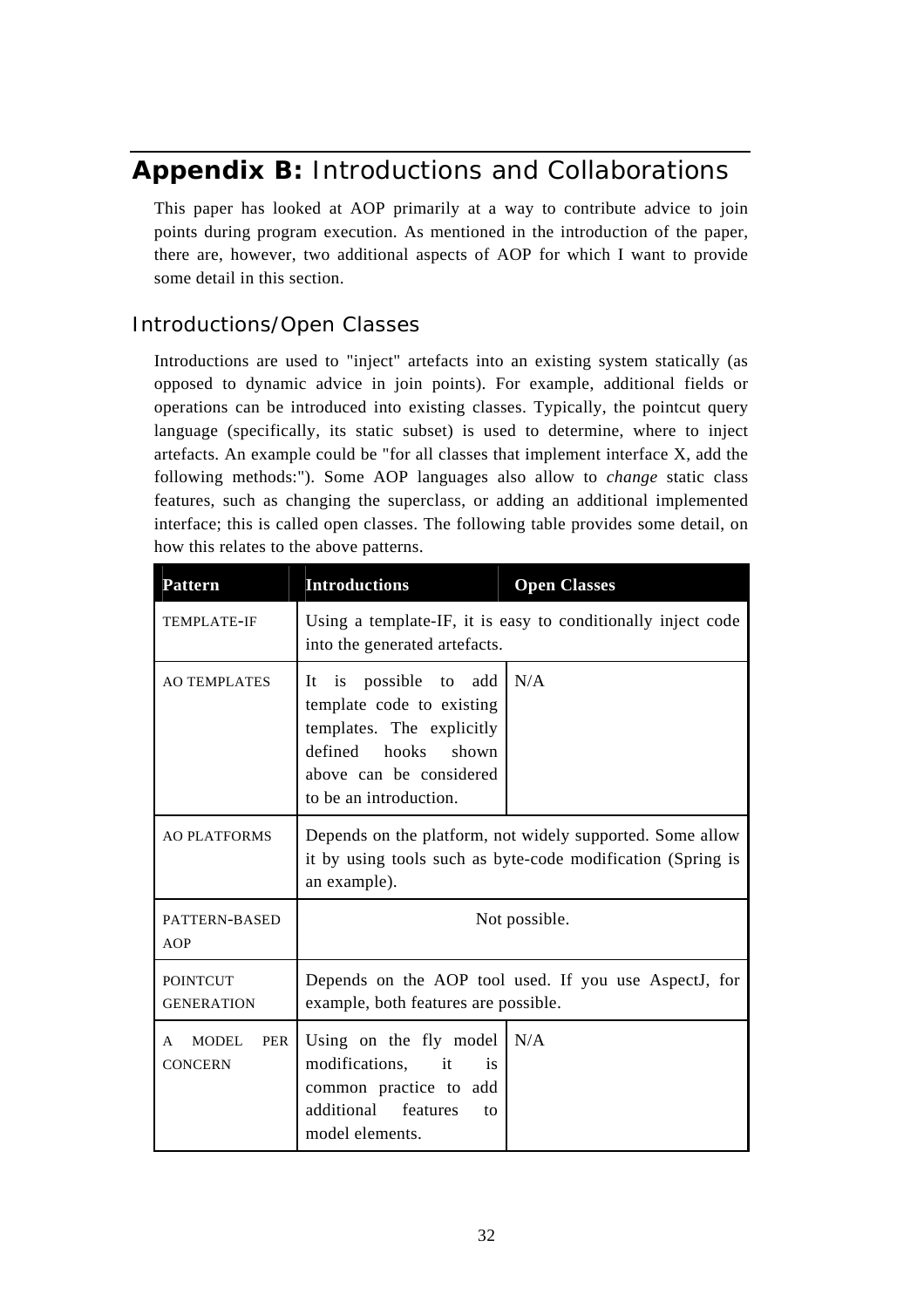# **Appendix B:** Introductions and Collaborations

This paper has looked at AOP primarily at a way to contribute advice to join points during program execution. As mentioned in the introduction of the paper, there are, however, two additional aspects of AOP for which I want to provide some detail in this section.

## Introductions/Open Classes

Introductions are used to "inject" artefacts into an existing system statically (as opposed to dynamic advice in join points). For example, additional fields or operations can be introduced into existing classes. Typically, the pointcut query language (specifically, its static subset) is used to determine, where to inject artefacts. An example could be "for all classes that implement interface X, add the following methods:"). Some AOP languages also allow to *change* static class features, such as changing the superclass, or adding an additional implemented interface; this is called open classes. The following table provides some detail, on how this relates to the above patterns.

| Pattern | Introductions | Open Classes |
|---|---|---|
| TEMPLATE-IF | Using a template-IF, it is easy to conditionally inject code into the generated artefacts. | |
| AO TEMPLATES | It is possible to add template code to existing templates. The explicitly defined hooks shown above can be considered to be an introduction. | N/A |
| AO PLATFORMS | Depends on the platform, not widely supported. Some allow it by using tools such as byte-code modification (Spring is an example). | |
| PATTERN-BASED AOP | Not possible. | |
| POINTCUT GENERATION | Depends on the AOP tool used. If you use AspectJ, for example, both features are possible. | |
| A MODEL PER CONCERN | Using on the fly model modifications, it is common practice to add additional features to model elements. | N/A |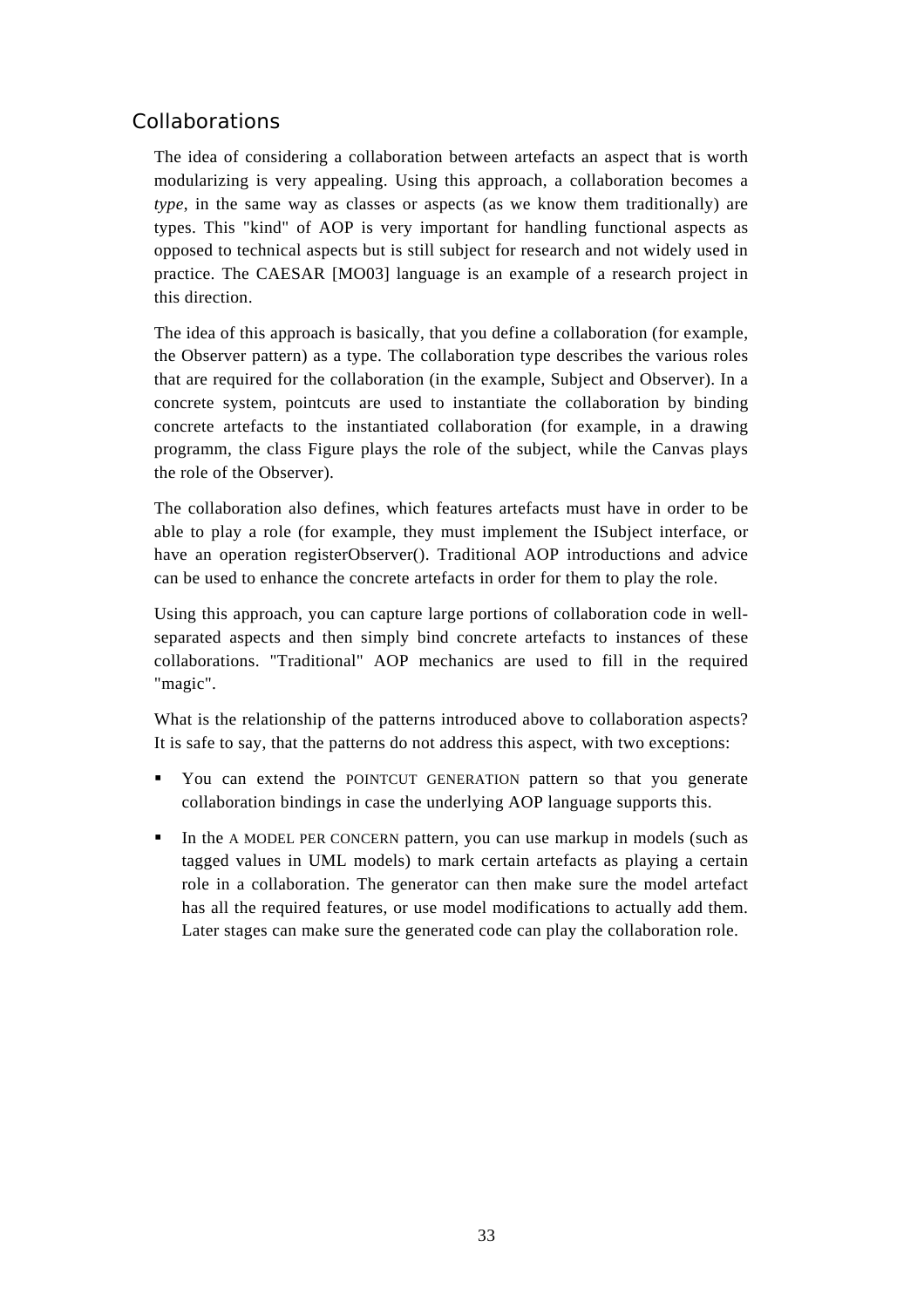## Collaborations

The idea of considering a collaboration between artefacts an aspect that is worth modularizing is very appealing. Using this approach, a collaboration becomes a *type*, in the same way as classes or aspects (as we know them traditionally) are types. This "kind" of AOP is very important for handling functional aspects as opposed to technical aspects but is still subject for research and not widely used in practice. The CAESAR [MO03] language is an example of a research project in this direction.

The idea of this approach is basically, that you define a collaboration (for example, the Observer pattern) as a type. The collaboration type describes the various roles that are required for the collaboration (in the example, Subject and Observer). In a concrete system, pointcuts are used to instantiate the collaboration by binding concrete artefacts to the instantiated collaboration (for example, in a drawing programm, the class Figure plays the role of the subject, while the Canvas plays the role of the Observer).

The collaboration also defines, which features artefacts must have in order to be able to play a role (for example, they must implement the ISubject interface, or have an operation registerObserver(). Traditional AOP introductions and advice can be used to enhance the concrete artefacts in order for them to play the role.

Using this approach, you can capture large portions of collaboration code in well-separated aspects and then simply bind concrete artefacts to instances of these collaborations. "Traditional" AOP mechanics are used to fill in the required "magic".

What is the relationship of the patterns introduced above to collaboration aspects? It is safe to say, that the patterns do not address this aspect, with two exceptions:

- You can extend the POINTCUT GENERATION pattern so that you generate collaboration bindings in case the underlying AOP language supports this.
- In the A MODEL PER CONCERN pattern, you can use markup in models (such as tagged values in UML models) to mark certain artefacts as playing a certain role in a collaboration. The generator can then make sure the model artefact has all the required features, or use model modifications to actually add them. Later stages can make sure the generated code can play the collaboration role.